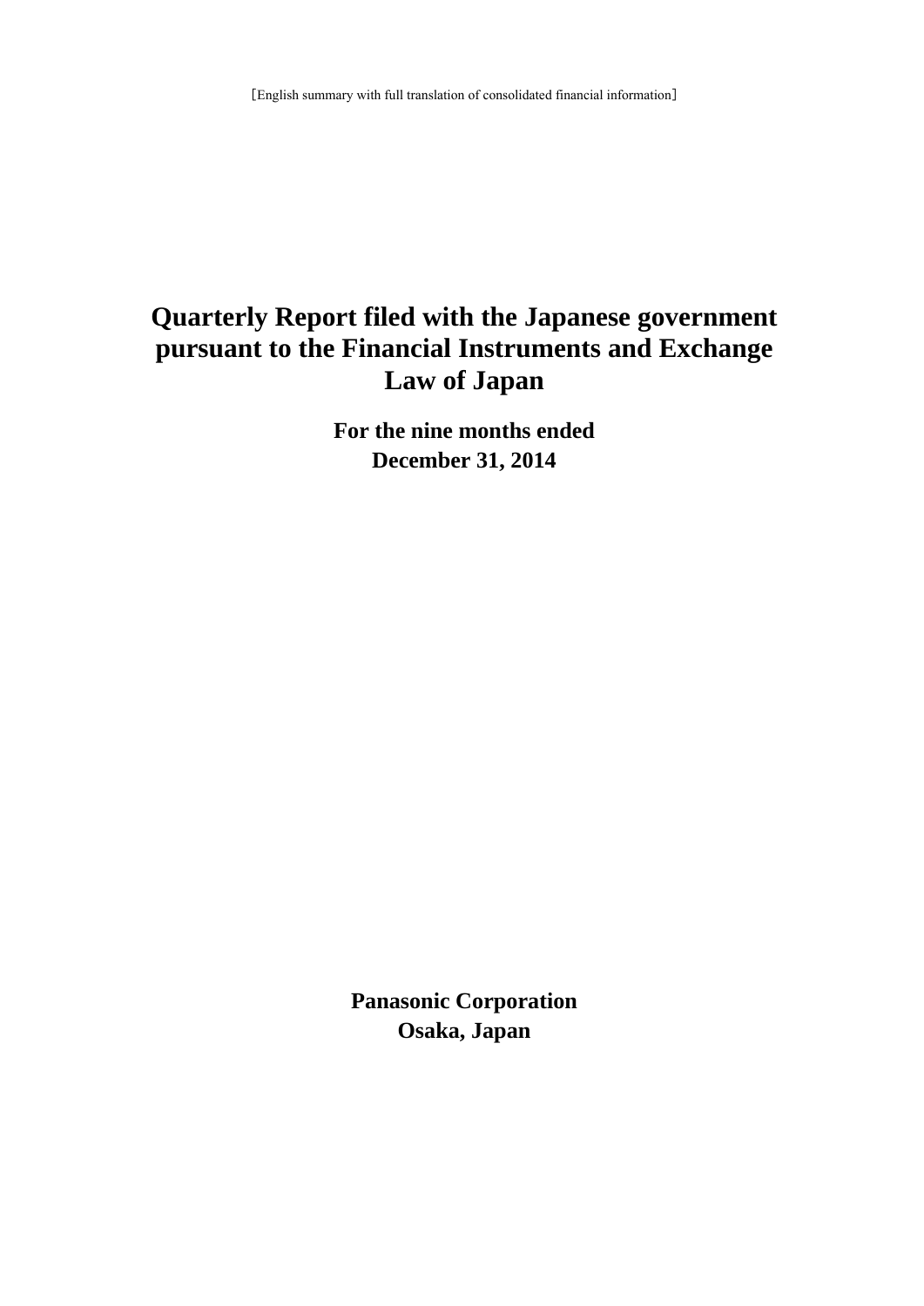［English summary with full translation of consolidated financial information］

# Quarterly Report filed with the Japanese government pursuant to the Financial Instruments and Exchange Law of Japan

**For the nine months ended**
**December 31, 2014**

**Panasonic Corporation**
**Osaka, Japan**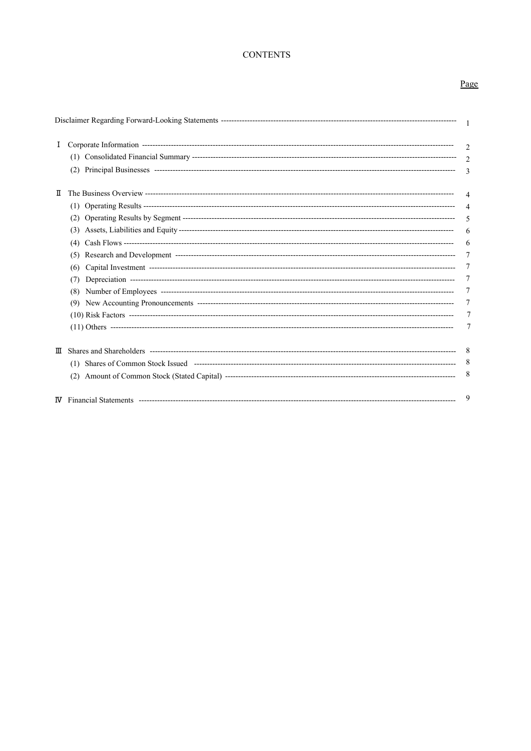# CONTENTS

| | Page |
|---|---|
| Disclaimer Regarding Forward-Looking Statements | 1 |
| Ⅰ Corporate Information | 2 |
| (1) Consolidated Financial Summary | 2 |
| (2) Principal Businesses | 3 |
| Ⅱ The Business Overview | 4 |
| (1) Operating Results | 4 |
| (2) Operating Results by Segment | 5 |
| (3) Assets, Liabilities and Equity | 6 |
| (4) Cash Flows | 6 |
| (5) Research and Development | 7 |
| (6) Capital Investment | 7 |
| (7) Depreciation | 7 |
| (8) Number of Employees | 7 |
| (9) New Accounting Pronouncements | 7 |
| (10) Risk Factors | 7 |
| (11) Others | 7 |
| Ⅲ Shares and Shareholders | 8 |
| (1) Shares of Common Stock Issued | 8 |
| (2) Amount of Common Stock (Stated Capital) | 8 |
| Ⅳ Financial Statements | 9 |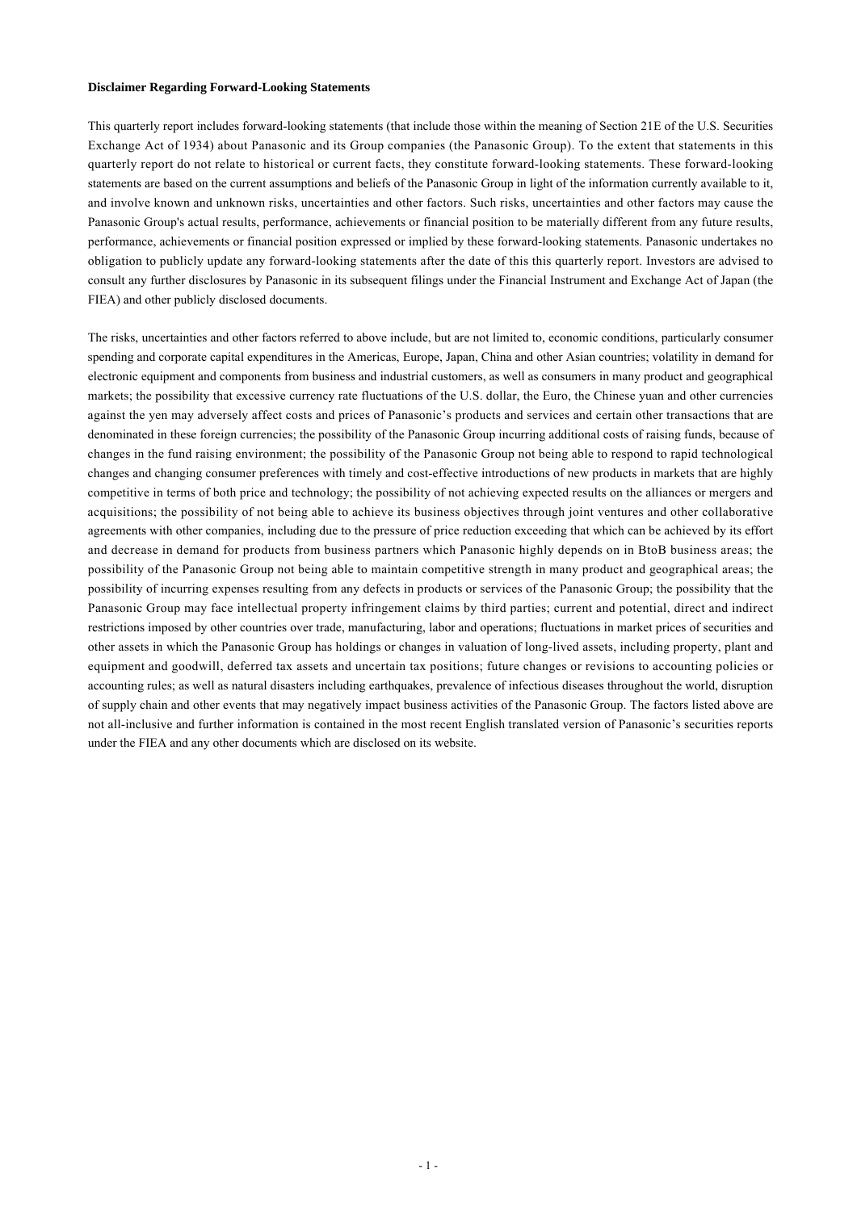**Disclaimer Regarding Forward-Looking Statements**

This quarterly report includes forward-looking statements (that include those within the meaning of Section 21E of the U.S. Securities Exchange Act of 1934) about Panasonic and its Group companies (the Panasonic Group). To the extent that statements in this quarterly report do not relate to historical or current facts, they constitute forward-looking statements. These forward-looking statements are based on the current assumptions and beliefs of the Panasonic Group in light of the information currently available to it, and involve known and unknown risks, uncertainties and other factors. Such risks, uncertainties and other factors may cause the Panasonic Group's actual results, performance, achievements or financial position to be materially different from any future results, performance, achievements or financial position expressed or implied by these forward-looking statements. Panasonic undertakes no obligation to publicly update any forward-looking statements after the date of this this quarterly report. Investors are advised to consult any further disclosures by Panasonic in its subsequent filings under the Financial Instrument and Exchange Act of Japan (the FIEA) and other publicly disclosed documents.

The risks, uncertainties and other factors referred to above include, but are not limited to, economic conditions, particularly consumer spending and corporate capital expenditures in the Americas, Europe, Japan, China and other Asian countries; volatility in demand for electronic equipment and components from business and industrial customers, as well as consumers in many product and geographical markets; the possibility that excessive currency rate fluctuations of the U.S. dollar, the Euro, the Chinese yuan and other currencies against the yen may adversely affect costs and prices of Panasonic's products and services and certain other transactions that are denominated in these foreign currencies; the possibility of the Panasonic Group incurring additional costs of raising funds, because of changes in the fund raising environment; the possibility of the Panasonic Group not being able to respond to rapid technological changes and changing consumer preferences with timely and cost-effective introductions of new products in markets that are highly competitive in terms of both price and technology; the possibility of not achieving expected results on the alliances or mergers and acquisitions; the possibility of not being able to achieve its business objectives through joint ventures and other collaborative agreements with other companies, including due to the pressure of price reduction exceeding that which can be achieved by its effort and decrease in demand for products from business partners which Panasonic highly depends on in BtoB business areas; the possibility of the Panasonic Group not being able to maintain competitive strength in many product and geographical areas; the possibility of incurring expenses resulting from any defects in products or services of the Panasonic Group; the possibility that the Panasonic Group may face intellectual property infringement claims by third parties; current and potential, direct and indirect restrictions imposed by other countries over trade, manufacturing, labor and operations; fluctuations in market prices of securities and other assets in which the Panasonic Group has holdings or changes in valuation of long-lived assets, including property, plant and equipment and goodwill, deferred tax assets and uncertain tax positions; future changes or revisions to accounting policies or accounting rules; as well as natural disasters including earthquakes, prevalence of infectious diseases throughout the world, disruption of supply chain and other events that may negatively impact business activities of the Panasonic Group. The factors listed above are not all-inclusive and further information is contained in the most recent English translated version of Panasonic's securities reports under the FIEA and any other documents which are disclosed on its website.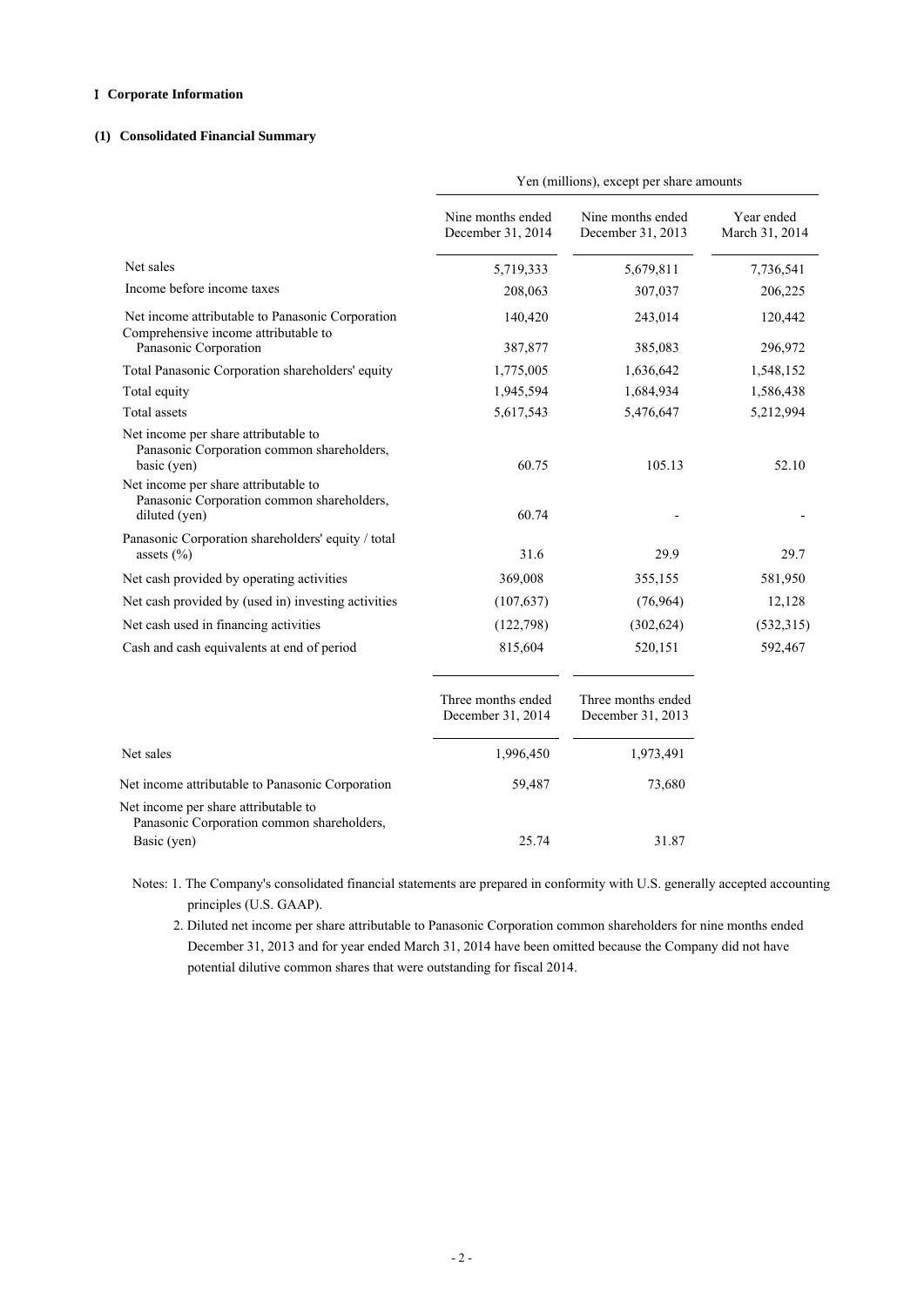## Ⅰ Corporate Information

### (1) Consolidated Financial Summary

| | Yen (millions), except per share amounts | | |
|---|---|---|---|
| | Nine months ended December 31, 2014 | Nine months ended December 31, 2013 | Year ended March 31, 2014 |
| Net sales | 5,719,333 | 5,679,811 | 7,736,541 |
| Income before income taxes | 208,063 | 307,037 | 206,225 |
| Net income attributable to Panasonic Corporation | 140,420 | 243,014 | 120,442 |
| Comprehensive income attributable to Panasonic Corporation | 387,877 | 385,083 | 296,972 |
| Total Panasonic Corporation shareholders' equity | 1,775,005 | 1,636,642 | 1,548,152 |
| Total equity | 1,945,594 | 1,684,934 | 1,586,438 |
| Total assets | 5,617,543 | 5,476,647 | 5,212,994 |
| Net income per share attributable to Panasonic Corporation common shareholders, basic (yen) | 60.75 | 105.13 | 52.10 |
| Net income per share attributable to Panasonic Corporation common shareholders, diluted (yen) | 60.74 | - | - |
| Panasonic Corporation shareholders' equity / total assets (%) | 31.6 | 29.9 | 29.7 |
| Net cash provided by operating activities | 369,008 | 355,155 | 581,950 |
| Net cash provided by (used in) investing activities | (107,637) | (76,964) | 12,128 |
| Net cash used in financing activities | (122,798) | (302,624) | (532,315) |
| Cash and cash equivalents at end of period | 815,604 | 520,151 | 592,467 |

| | Three months ended December 31, 2014 | Three months ended December 31, 2013 |
|---|---|---|
| Net sales | 1,996,450 | 1,973,491 |
| Net income attributable to Panasonic Corporation | 59,487 | 73,680 |
| Net income per share attributable to Panasonic Corporation common shareholders, Basic (yen) | 25.74 | 31.87 |

Notes: 1. The Company's consolidated financial statements are prepared in conformity with U.S. generally accepted accounting principles (U.S. GAAP).

2. Diluted net income per share attributable to Panasonic Corporation common shareholders for nine months ended December 31, 2013 and for year ended March 31, 2014 have been omitted because the Company did not have potential dilutive common shares that were outstanding for fiscal 2014.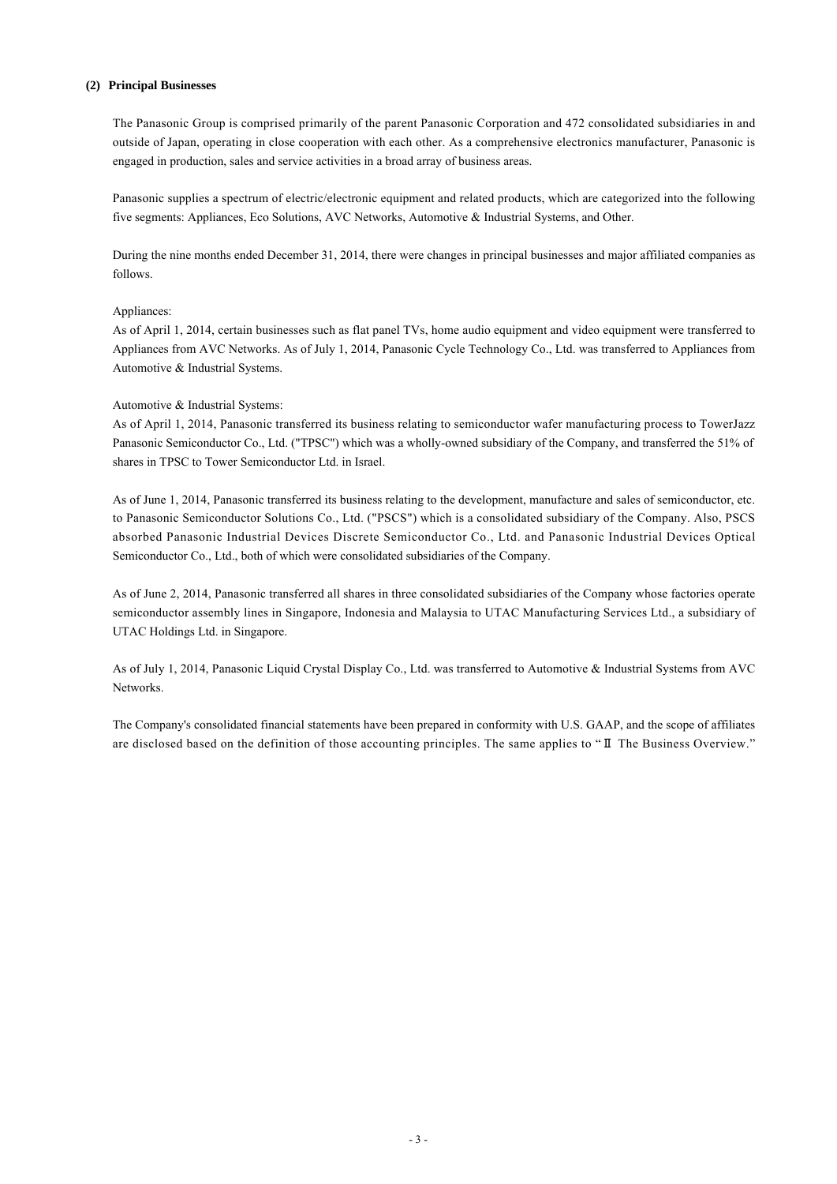### (2) Principal Businesses

The Panasonic Group is comprised primarily of the parent Panasonic Corporation and 472 consolidated subsidiaries in and outside of Japan, operating in close cooperation with each other. As a comprehensive electronics manufacturer, Panasonic is engaged in production, sales and service activities in a broad array of business areas.

Panasonic supplies a spectrum of electric/electronic equipment and related products, which are categorized into the following five segments: Appliances, Eco Solutions, AVC Networks, Automotive & Industrial Systems, and Other.

During the nine months ended December 31, 2014, there were changes in principal businesses and major affiliated companies as follows.

Appliances:
As of April 1, 2014, certain businesses such as flat panel TVs, home audio equipment and video equipment were transferred to Appliances from AVC Networks. As of July 1, 2014, Panasonic Cycle Technology Co., Ltd. was transferred to Appliances from Automotive & Industrial Systems.

Automotive & Industrial Systems:
As of April 1, 2014, Panasonic transferred its business relating to semiconductor wafer manufacturing process to TowerJazz Panasonic Semiconductor Co., Ltd. ("TPSC") which was a wholly-owned subsidiary of the Company, and transferred the 51% of shares in TPSC to Tower Semiconductor Ltd. in Israel.

As of June 1, 2014, Panasonic transferred its business relating to the development, manufacture and sales of semiconductor, etc. to Panasonic Semiconductor Solutions Co., Ltd. ("PSCS") which is a consolidated subsidiary of the Company. Also, PSCS absorbed Panasonic Industrial Devices Discrete Semiconductor Co., Ltd. and Panasonic Industrial Devices Optical Semiconductor Co., Ltd., both of which were consolidated subsidiaries of the Company.

As of June 2, 2014, Panasonic transferred all shares in three consolidated subsidiaries of the Company whose factories operate semiconductor assembly lines in Singapore, Indonesia and Malaysia to UTAC Manufacturing Services Ltd., a subsidiary of UTAC Holdings Ltd. in Singapore.

As of July 1, 2014, Panasonic Liquid Crystal Display Co., Ltd. was transferred to Automotive & Industrial Systems from AVC Networks.

The Company's consolidated financial statements have been prepared in conformity with U.S. GAAP, and the scope of affiliates are disclosed based on the definition of those accounting principles. The same applies to "Ⅱ The Business Overview."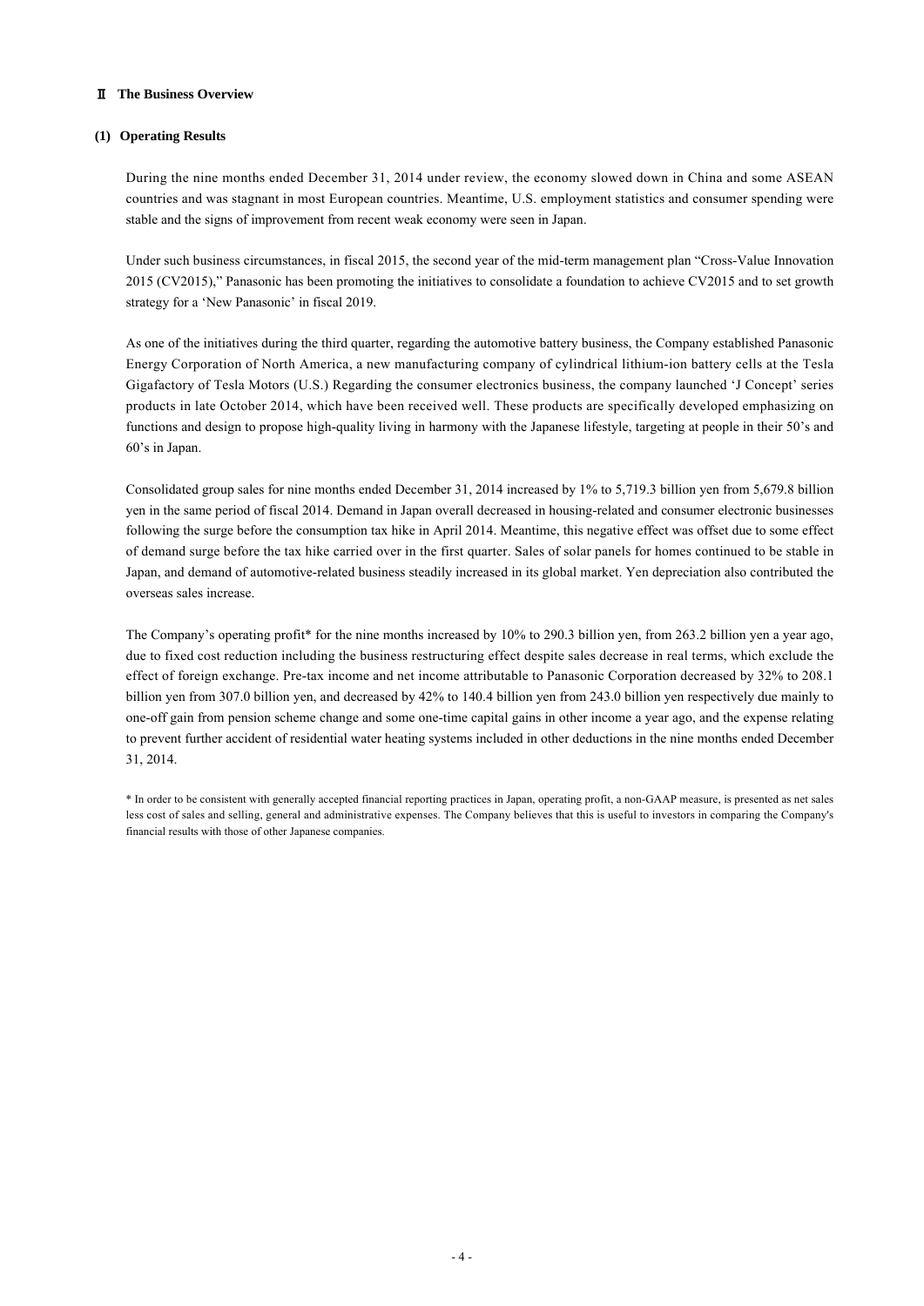## Ⅱ The Business Overview

### (1) Operating Results

During the nine months ended December 31, 2014 under review, the economy slowed down in China and some ASEAN countries and was stagnant in most European countries. Meantime, U.S. employment statistics and consumer spending were stable and the signs of improvement from recent weak economy were seen in Japan.

Under such business circumstances, in fiscal 2015, the second year of the mid-term management plan "Cross-Value Innovation 2015 (CV2015)," Panasonic has been promoting the initiatives to consolidate a foundation to achieve CV2015 and to set growth strategy for a 'New Panasonic' in fiscal 2019.

As one of the initiatives during the third quarter, regarding the automotive battery business, the Company established Panasonic Energy Corporation of North America, a new manufacturing company of cylindrical lithium-ion battery cells at the Tesla Gigafactory of Tesla Motors (U.S.) Regarding the consumer electronics business, the company launched 'J Concept' series products in late October 2014, which have been received well. These products are specifically developed emphasizing on functions and design to propose high-quality living in harmony with the Japanese lifestyle, targeting at people in their 50's and 60's in Japan.

Consolidated group sales for nine months ended December 31, 2014 increased by 1% to 5,719.3 billion yen from 5,679.8 billion yen in the same period of fiscal 2014. Demand in Japan overall decreased in housing-related and consumer electronic businesses following the surge before the consumption tax hike in April 2014. Meantime, this negative effect was offset due to some effect of demand surge before the tax hike carried over in the first quarter. Sales of solar panels for homes continued to be stable in Japan, and demand of automotive-related business steadily increased in its global market. Yen depreciation also contributed the overseas sales increase.

The Company's operating profit* for the nine months increased by 10% to 290.3 billion yen, from 263.2 billion yen a year ago, due to fixed cost reduction including the business restructuring effect despite sales decrease in real terms, which exclude the effect of foreign exchange. Pre-tax income and net income attributable to Panasonic Corporation decreased by 32% to 208.1 billion yen from 307.0 billion yen, and decreased by 42% to 140.4 billion yen from 243.0 billion yen respectively due mainly to one-off gain from pension scheme change and some one-time capital gains in other income a year ago, and the expense relating to prevent further accident of residential water heating systems included in other deductions in the nine months ended December 31, 2014.

* In order to be consistent with generally accepted financial reporting practices in Japan, operating profit, a non-GAAP measure, is presented as net sales less cost of sales and selling, general and administrative expenses. The Company believes that this is useful to investors in comparing the Company's financial results with those of other Japanese companies.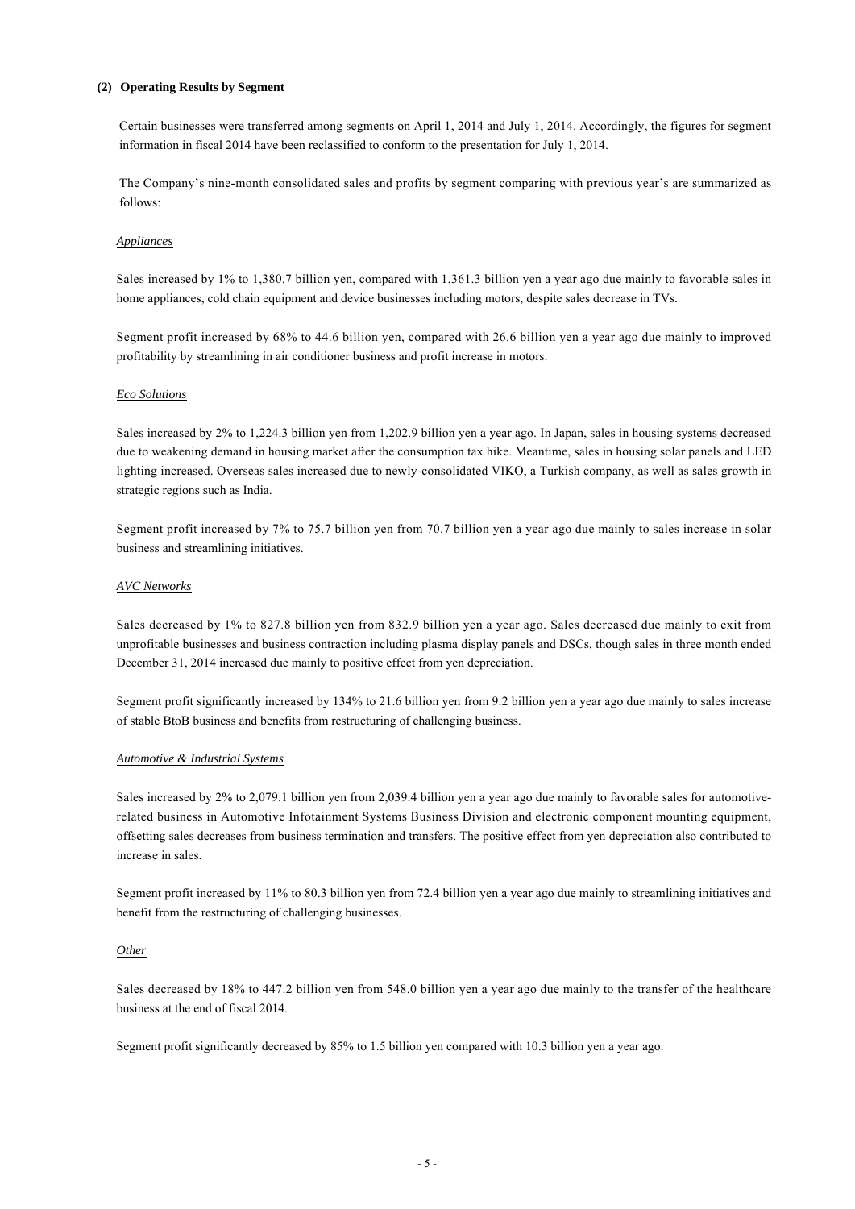#### (2) Operating Results by Segment

Certain businesses were transferred among segments on April 1, 2014 and July 1, 2014. Accordingly, the figures for segment information in fiscal 2014 have been reclassified to conform to the presentation for July 1, 2014.

The Company's nine-month consolidated sales and profits by segment comparing with previous year's are summarized as follows:

*Appliances*

Sales increased by 1% to 1,380.7 billion yen, compared with 1,361.3 billion yen a year ago due mainly to favorable sales in home appliances, cold chain equipment and device businesses including motors, despite sales decrease in TVs.

Segment profit increased by 68% to 44.6 billion yen, compared with 26.6 billion yen a year ago due mainly to improved profitability by streamlining in air conditioner business and profit increase in motors.

*Eco Solutions*

Sales increased by 2% to 1,224.3 billion yen from 1,202.9 billion yen a year ago. In Japan, sales in housing systems decreased due to weakening demand in housing market after the consumption tax hike. Meantime, sales in housing solar panels and LED lighting increased. Overseas sales increased due to newly-consolidated VIKO, a Turkish company, as well as sales growth in strategic regions such as India.

Segment profit increased by 7% to 75.7 billion yen from 70.7 billion yen a year ago due mainly to sales increase in solar business and streamlining initiatives.

*AVC Networks*

Sales decreased by 1% to 827.8 billion yen from 832.9 billion yen a year ago. Sales decreased due mainly to exit from unprofitable businesses and business contraction including plasma display panels and DSCs, though sales in three month ended December 31, 2014 increased due mainly to positive effect from yen depreciation.

Segment profit significantly increased by 134% to 21.6 billion yen from 9.2 billion yen a year ago due mainly to sales increase of stable BtoB business and benefits from restructuring of challenging business.

*Automotive & Industrial Systems*

Sales increased by 2% to 2,079.1 billion yen from 2,039.4 billion yen a year ago due mainly to favorable sales for automotive-related business in Automotive Infotainment Systems Business Division and electronic component mounting equipment, offsetting sales decreases from business termination and transfers. The positive effect from yen depreciation also contributed to increase in sales.

Segment profit increased by 11% to 80.3 billion yen from 72.4 billion yen a year ago due mainly to streamlining initiatives and benefit from the restructuring of challenging businesses.

*Other*

Sales decreased by 18% to 447.2 billion yen from 548.0 billion yen a year ago due mainly to the transfer of the healthcare business at the end of fiscal 2014.

Segment profit significantly decreased by 85% to 1.5 billion yen compared with 10.3 billion yen a year ago.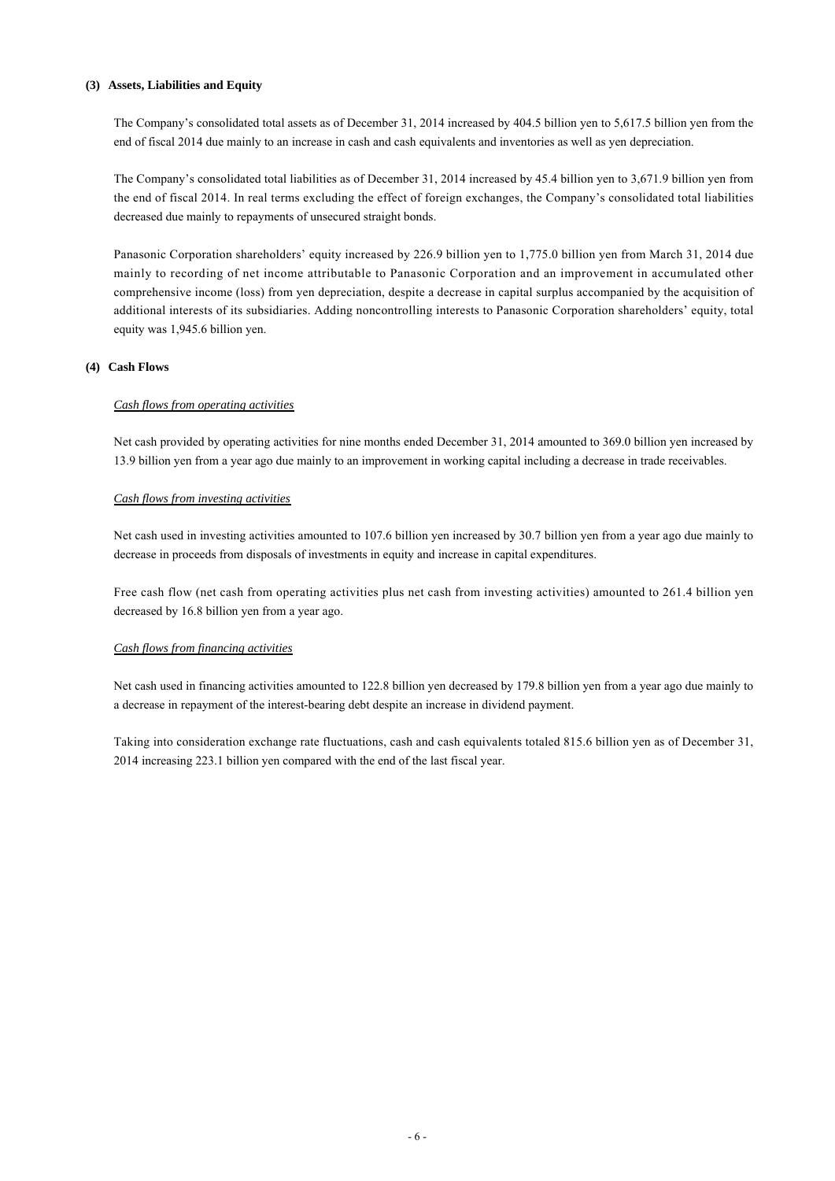### (3) Assets, Liabilities and Equity

The Company's consolidated total assets as of December 31, 2014 increased by 404.5 billion yen to 5,617.5 billion yen from the end of fiscal 2014 due mainly to an increase in cash and cash equivalents and inventories as well as yen depreciation.

The Company's consolidated total liabilities as of December 31, 2014 increased by 45.4 billion yen to 3,671.9 billion yen from the end of fiscal 2014. In real terms excluding the effect of foreign exchanges, the Company's consolidated total liabilities decreased due mainly to repayments of unsecured straight bonds.

Panasonic Corporation shareholders' equity increased by 226.9 billion yen to 1,775.0 billion yen from March 31, 2014 due mainly to recording of net income attributable to Panasonic Corporation and an improvement in accumulated other comprehensive income (loss) from yen depreciation, despite a decrease in capital surplus accompanied by the acquisition of additional interests of its subsidiaries. Adding noncontrolling interests to Panasonic Corporation shareholders' equity, total equity was 1,945.6 billion yen.

### (4) Cash Flows

*Cash flows from operating activities*

Net cash provided by operating activities for nine months ended December 31, 2014 amounted to 369.0 billion yen increased by 13.9 billion yen from a year ago due mainly to an improvement in working capital including a decrease in trade receivables.

*Cash flows from investing activities*

Net cash used in investing activities amounted to 107.6 billion yen increased by 30.7 billion yen from a year ago due mainly to decrease in proceeds from disposals of investments in equity and increase in capital expenditures.

Free cash flow (net cash from operating activities plus net cash from investing activities) amounted to 261.4 billion yen decreased by 16.8 billion yen from a year ago.

*Cash flows from financing activities*

Net cash used in financing activities amounted to 122.8 billion yen decreased by 179.8 billion yen from a year ago due mainly to a decrease in repayment of the interest-bearing debt despite an increase in dividend payment.

Taking into consideration exchange rate fluctuations, cash and cash equivalents totaled 815.6 billion yen as of December 31, 2014 increasing 223.1 billion yen compared with the end of the last fiscal year.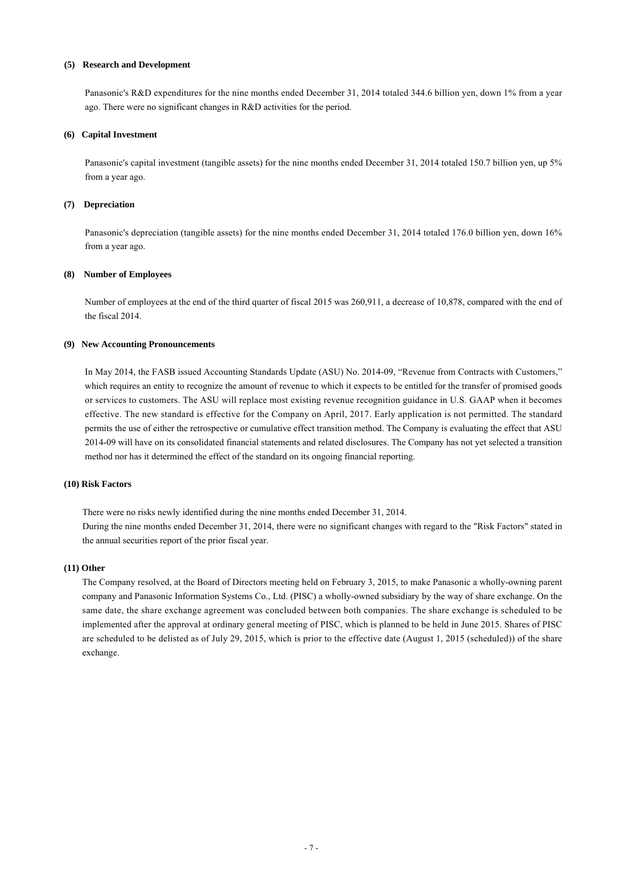### (5) Research and Development

Panasonic's R&D expenditures for the nine months ended December 31, 2014 totaled 344.6 billion yen, down 1% from a year ago. There were no significant changes in R&D activities for the period.

### (6) Capital Investment

Panasonic's capital investment (tangible assets) for the nine months ended December 31, 2014 totaled 150.7 billion yen, up 5% from a year ago.

### (7) Depreciation

Panasonic's depreciation (tangible assets) for the nine months ended December 31, 2014 totaled 176.0 billion yen, down 16% from a year ago.

### (8) Number of Employees

Number of employees at the end of the third quarter of fiscal 2015 was 260,911, a decrease of 10,878, compared with the end of the fiscal 2014.

### (9) New Accounting Pronouncements

In May 2014, the FASB issued Accounting Standards Update (ASU) No. 2014-09, "Revenue from Contracts with Customers," which requires an entity to recognize the amount of revenue to which it expects to be entitled for the transfer of promised goods or services to customers. The ASU will replace most existing revenue recognition guidance in U.S. GAAP when it becomes effective. The new standard is effective for the Company on April, 2017. Early application is not permitted. The standard permits the use of either the retrospective or cumulative effect transition method. The Company is evaluating the effect that ASU 2014-09 will have on its consolidated financial statements and related disclosures. The Company has not yet selected a transition method nor has it determined the effect of the standard on its ongoing financial reporting.

### (10) Risk Factors

There were no risks newly identified during the nine months ended December 31, 2014.
During the nine months ended December 31, 2014, there were no significant changes with regard to the "Risk Factors" stated in the annual securities report of the prior fiscal year.

### (11) Other

The Company resolved, at the Board of Directors meeting held on February 3, 2015, to make Panasonic a wholly-owning parent company and Panasonic Information Systems Co., Ltd. (PISC) a wholly-owned subsidiary by the way of share exchange. On the same date, the share exchange agreement was concluded between both companies. The share exchange is scheduled to be implemented after the approval at ordinary general meeting of PISC, which is planned to be held in June 2015. Shares of PISC are scheduled to be delisted as of July 29, 2015, which is prior to the effective date (August 1, 2015 (scheduled)) of the share exchange.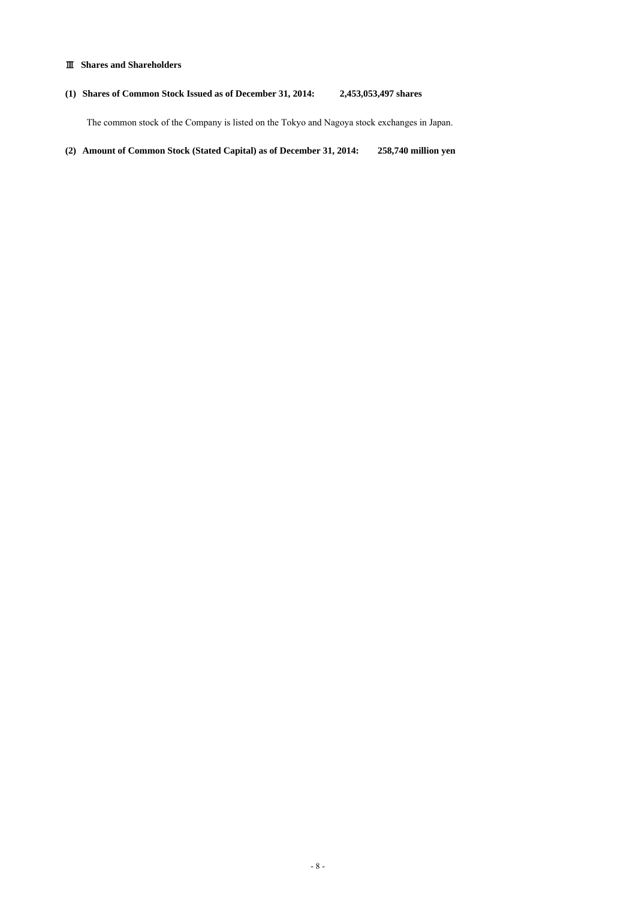## Ⅲ Shares and Shareholders

**(1) Shares of Common Stock Issued as of December 31, 2014: 2,453,053,497 shares**

The common stock of the Company is listed on the Tokyo and Nagoya stock exchanges in Japan.

**(2) Amount of Common Stock (Stated Capital) as of December 31, 2014: 258,740 million yen**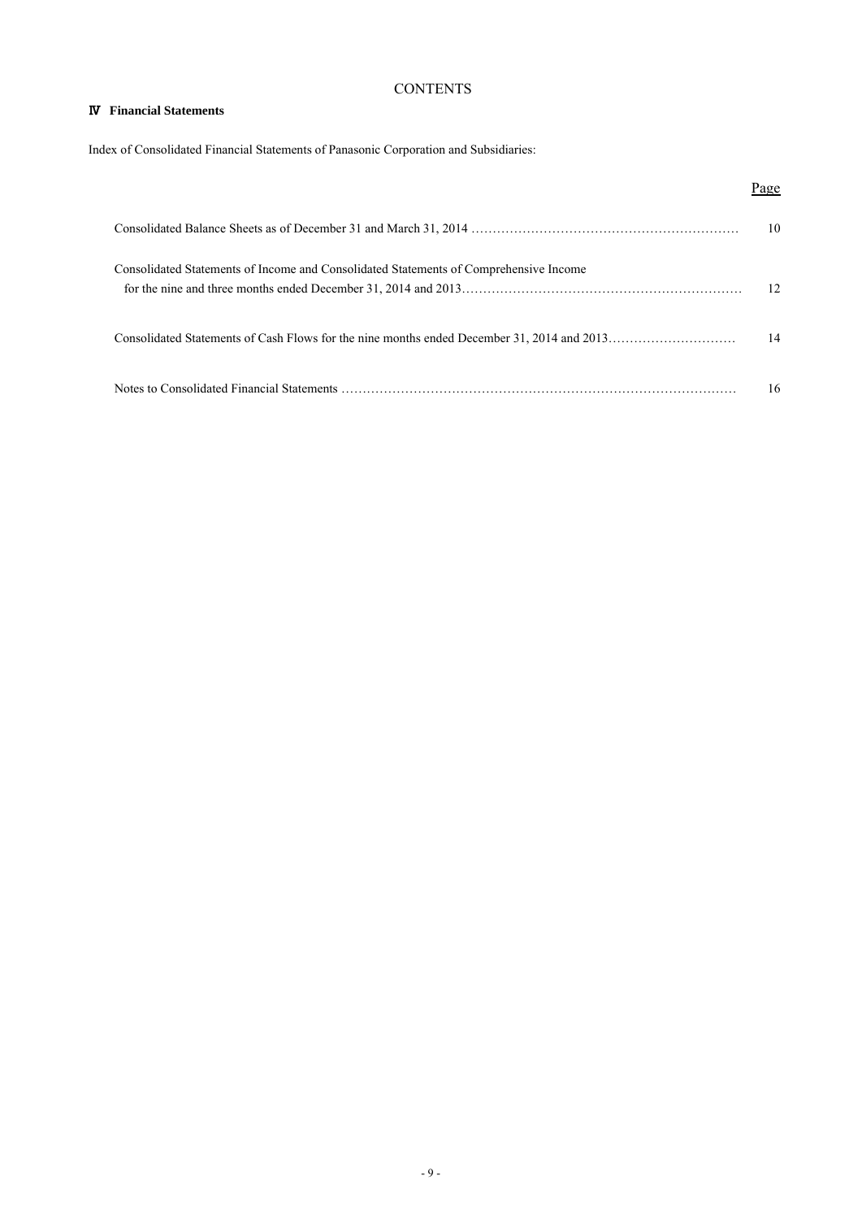# CONTENTS

## Ⅳ Financial Statements

Index of Consolidated Financial Statements of Panasonic Corporation and Subsidiaries:

| | Page |
|---|---|
| Consolidated Balance Sheets as of December 31 and March 31, 2014 | 10 |
| Consolidated Statements of Income and Consolidated Statements of Comprehensive Income for the nine and three months ended December 31, 2014 and 2013 | 12 |
| Consolidated Statements of Cash Flows for the nine months ended December 31, 2014 and 2013 | 14 |
| Notes to Consolidated Financial Statements | 16 |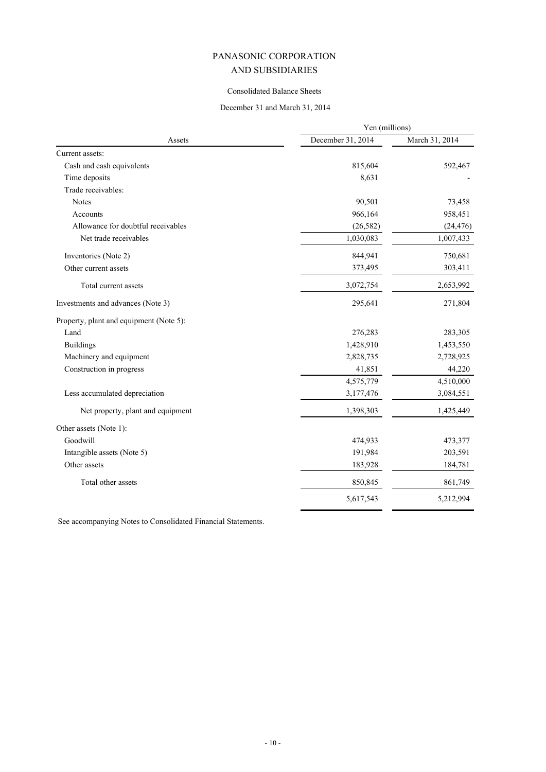# PANASONIC CORPORATION
# AND SUBSIDIARIES

Consolidated Balance Sheets

December 31 and March 31, 2014

| Assets | Yen (millions) | |
|---|---|---|
| | December 31, 2014 | March 31, 2014 |
| Current assets: | | |
| Cash and cash equivalents | 815,604 | 592,467 |
| Time deposits | 8,631 | - |
| Trade receivables: | | |
| Notes | 90,501 | 73,458 |
| Accounts | 966,164 | 958,451 |
| Allowance for doubtful receivables | (26,582) | (24,476) |
| Net trade receivables | 1,030,083 | 1,007,433 |
| Inventories (Note 2) | 844,941 | 750,681 |
| Other current assets | 373,495 | 303,411 |
| Total current assets | 3,072,754 | 2,653,992 |
| Investments and advances (Note 3) | 295,641 | 271,804 |
| Property, plant and equipment (Note 5): | | |
| Land | 276,283 | 283,305 |
| Buildings | 1,428,910 | 1,453,550 |
| Machinery and equipment | 2,828,735 | 2,728,925 |
| Construction in progress | 41,851 | 44,220 |
| | 4,575,779 | 4,510,000 |
| Less accumulated depreciation | 3,177,476 | 3,084,551 |
| Net property, plant and equipment | 1,398,303 | 1,425,449 |
| Other assets (Note 1): | | |
| Goodwill | 474,933 | 473,377 |
| Intangible assets (Note 5) | 191,984 | 203,591 |
| Other assets | 183,928 | 184,781 |
| Total other assets | 850,845 | 861,749 |
| | 5,617,543 | 5,212,994 |

See accompanying Notes to Consolidated Financial Statements.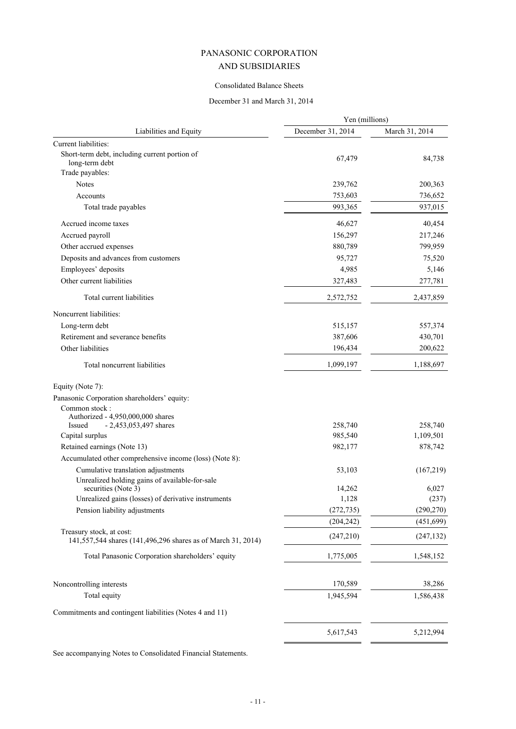# PANASONIC CORPORATION
# AND SUBSIDIARIES

Consolidated Balance Sheets

December 31 and March 31, 2014

| Liabilities and Equity | Yen (millions) December 31, 2014 | March 31, 2014 |
|---|---|---|
| Current liabilities: | | |
| Short-term debt, including current portion of long-term debt | 67,479 | 84,738 |
| Trade payables: | | |
| Notes | 239,762 | 200,363 |
| Accounts | 753,603 | 736,652 |
| Total trade payables | 993,365 | 937,015 |
| Accrued income taxes | 46,627 | 40,454 |
| Accrued payroll | 156,297 | 217,246 |
| Other accrued expenses | 880,789 | 799,959 |
| Deposits and advances from customers | 95,727 | 75,520 |
| Employees' deposits | 4,985 | 5,146 |
| Other current liabilities | 327,483 | 277,781 |
| Total current liabilities | 2,572,752 | 2,437,859 |
| Noncurrent liabilities: | | |
| Long-term debt | 515,157 | 557,374 |
| Retirement and severance benefits | 387,606 | 430,701 |
| Other liabilities | 196,434 | 200,622 |
| Total noncurrent liabilities | 1,099,197 | 1,188,697 |
| Equity (Note 7): | | |
| Panasonic Corporation shareholders' equity: | | |
| Common stock : Authorized - 4,950,000,000 shares Issued - 2,453,053,497 shares | 258,740 | 258,740 |
| Capital surplus | 985,540 | 1,109,501 |
| Retained earnings (Note 13) | 982,177 | 878,742 |
| Accumulated other comprehensive income (loss) (Note 8): | | |
| Cumulative translation adjustments | 53,103 | (167,219) |
| Unrealized holding gains of available-for-sale securities (Note 3) | 14,262 | 6,027 |
| Unrealized gains (losses) of derivative instruments | 1,128 | (237) |
| Pension liability adjustments | (272,735) | (290,270) |
| | (204,242) | (451,699) |
| Treasury stock, at cost: 141,557,544 shares (141,496,296 shares as of March 31, 2014) | (247,210) | (247,132) |
| Total Panasonic Corporation shareholders' equity | 1,775,005 | 1,548,152 |
| Noncontrolling interests | 170,589 | 38,286 |
| Total equity | 1,945,594 | 1,586,438 |
| Commitments and contingent liabilities (Notes 4 and 11) | | |
| | 5,617,543 | 5,212,994 |

See accompanying Notes to Consolidated Financial Statements.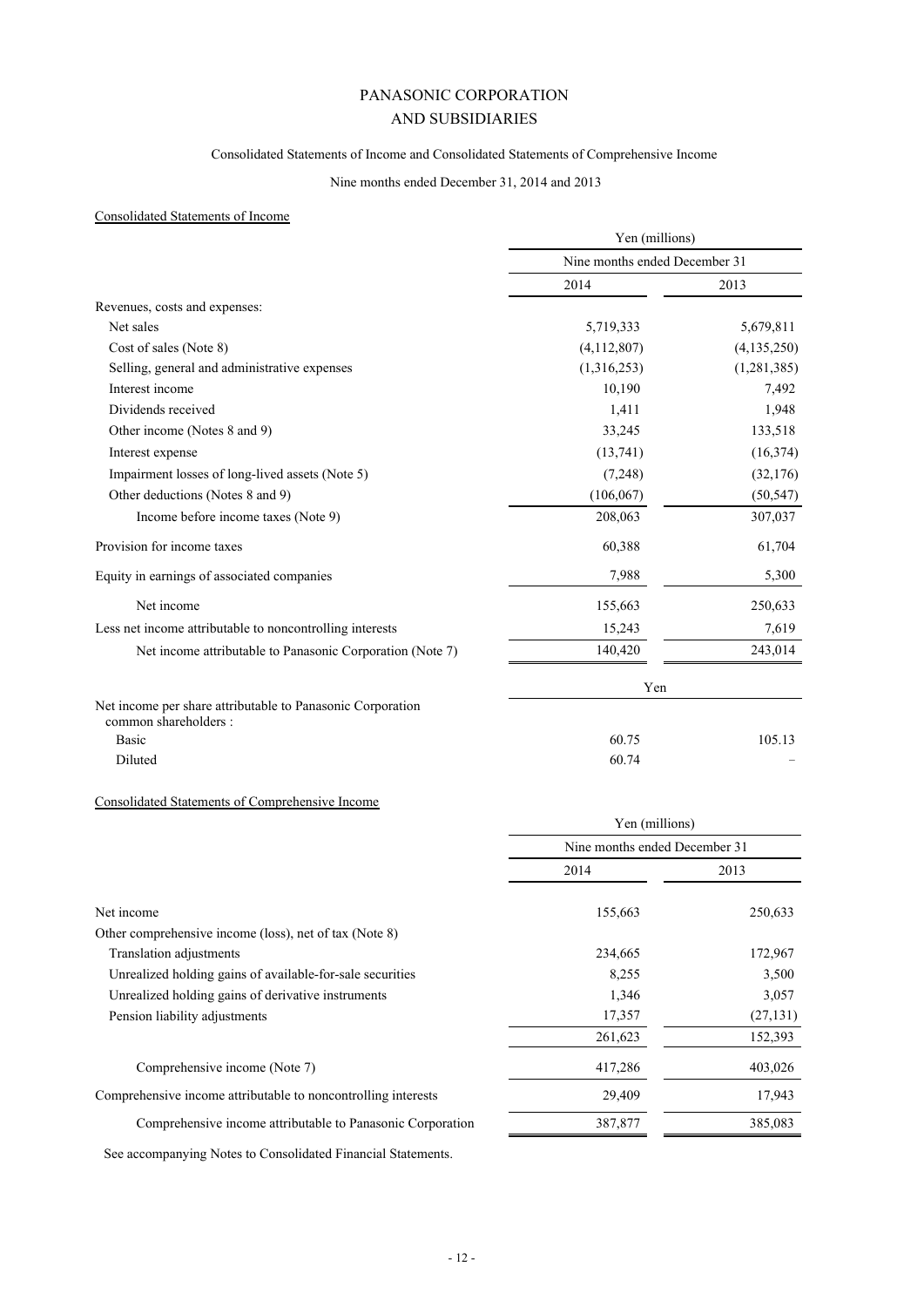# PANASONIC CORPORATION
# AND SUBSIDIARIES

## Consolidated Statements of Income and Consolidated Statements of Comprehensive Income

Nine months ended December 31, 2014 and 2013

### Consolidated Statements of Income

| | Yen (millions) | |
|---|---|---|
| | Nine months ended December 31 | |
| | 2014 | 2013 |
| Revenues, costs and expenses: | | |
| Net sales | 5,719,333 | 5,679,811 |
| Cost of sales (Note 8) | (4,112,807) | (4,135,250) |
| Selling, general and administrative expenses | (1,316,253) | (1,281,385) |
| Interest income | 10,190 | 7,492 |
| Dividends received | 1,411 | 1,948 |
| Other income (Notes 8 and 9) | 33,245 | 133,518 |
| Interest expense | (13,741) | (16,374) |
| Impairment losses of long-lived assets (Note 5) | (7,248) | (32,176) |
| Other deductions (Notes 8 and 9) | (106,067) | (50,547) |
| Income before income taxes (Note 9) | 208,063 | 307,037 |
| Provision for income taxes | 60,388 | 61,704 |
| Equity in earnings of associated companies | 7,988 | 5,300 |
| Net income | 155,663 | 250,633 |
| Less net income attributable to noncontrolling interests | 15,243 | 7,619 |
| Net income attributable to Panasonic Corporation (Note 7) | 140,420 | 243,014 |
| | Yen | |
| Net income per share attributable to Panasonic Corporation common shareholders : | | |
| Basic | 60.75 | 105.13 |
| Diluted | 60.74 | – |

### Consolidated Statements of Comprehensive Income

| | Yen (millions) | |
|---|---|---|
| | Nine months ended December 31 | |
| | 2014 | 2013 |
| Net income | 155,663 | 250,633 |
| Other comprehensive income (loss), net of tax (Note 8) | | |
| Translation adjustments | 234,665 | 172,967 |
| Unrealized holding gains of available-for-sale securities | 8,255 | 3,500 |
| Unrealized holding gains of derivative instruments | 1,346 | 3,057 |
| Pension liability adjustments | 17,357 | (27,131) |
| | 261,623 | 152,393 |
| Comprehensive income (Note 7) | 417,286 | 403,026 |
| Comprehensive income attributable to noncontrolling interests | 29,409 | 17,943 |
| Comprehensive income attributable to Panasonic Corporation | 387,877 | 385,083 |

See accompanying Notes to Consolidated Financial Statements.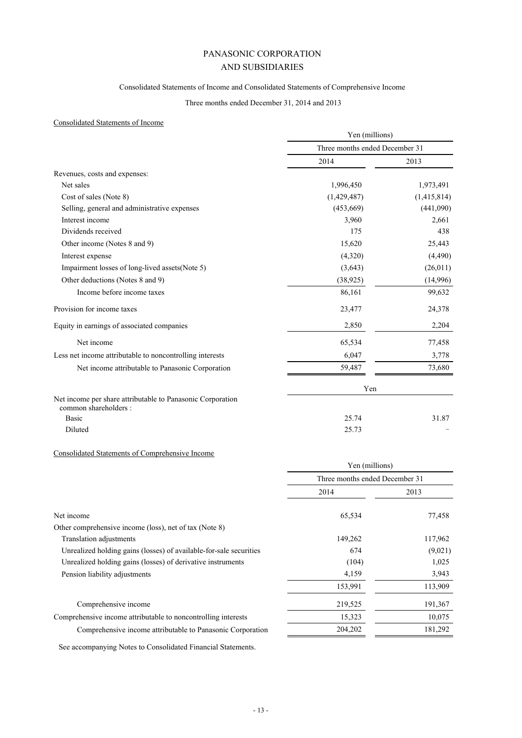# PANASONIC CORPORATION
# AND SUBSIDIARIES

## Consolidated Statements of Income and Consolidated Statements of Comprehensive Income

Three months ended December 31, 2014 and 2013

### Consolidated Statements of Income

| | Yen (millions) | |
|---|---|---|
| | Three months ended December 31 | |
| | 2014 | 2013 |
| Revenues, costs and expenses: | | |
| Net sales | 1,996,450 | 1,973,491 |
| Cost of sales (Note 8) | (1,429,487) | (1,415,814) |
| Selling, general and administrative expenses | (453,669) | (441,090) |
| Interest income | 3,960 | 2,661 |
| Dividends received | 175 | 438 |
| Other income (Notes 8 and 9) | 15,620 | 25,443 |
| Interest expense | (4,320) | (4,490) |
| Impairment losses of long-lived assets(Note 5) | (3,643) | (26,011) |
| Other deductions (Notes 8 and 9) | (38,925) | (14,996) |
| Income before income taxes | 86,161 | 99,632 |
| Provision for income taxes | 23,477 | 24,378 |
| Equity in earnings of associated companies | 2,850 | 2,204 |
| Net income | 65,534 | 77,458 |
| Less net income attributable to noncontrolling interests | 6,047 | 3,778 |
| Net income attributable to Panasonic Corporation | 59,487 | 73,680 |

| | Yen | |
|---|---|---|
| Net income per share attributable to Panasonic Corporation common shareholders : | | |
| Basic | 25.74 | 31.87 |
| Diluted | 25.73 | − |

### Consolidated Statements of Comprehensive Income

| | Yen (millions) | |
|---|---|---|
| | Three months ended December 31 | |
| | 2014 | 2013 |
| Net income | 65,534 | 77,458 |
| Other comprehensive income (loss), net of tax (Note 8) | | |
| Translation adjustments | 149,262 | 117,962 |
| Unrealized holding gains (losses) of available-for-sale securities | 674 | (9,021) |
| Unrealized holding gains (losses) of derivative instruments | (104) | 1,025 |
| Pension liability adjustments | 4,159 | 3,943 |
| | 153,991 | 113,909 |
| Comprehensive income | 219,525 | 191,367 |
| Comprehensive income attributable to noncontrolling interests | 15,323 | 10,075 |
| Comprehensive income attributable to Panasonic Corporation | 204,202 | 181,292 |

See accompanying Notes to Consolidated Financial Statements.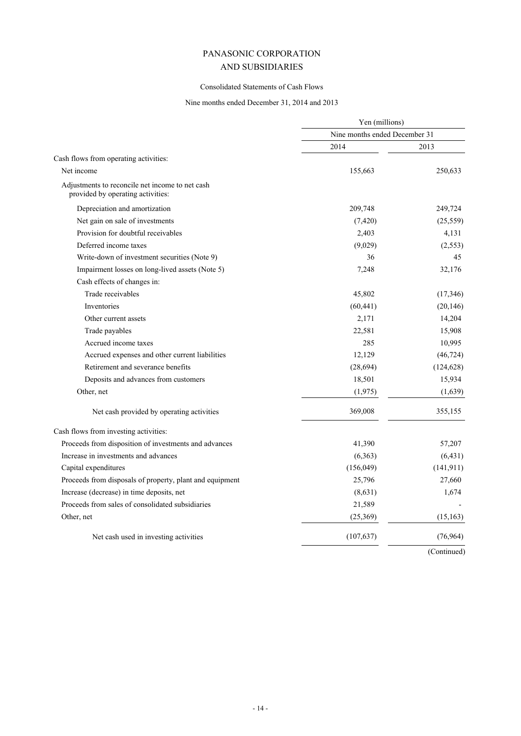# PANASONIC CORPORATION
# AND SUBSIDIARIES

Consolidated Statements of Cash Flows

Nine months ended December 31, 2014 and 2013

| | Yen (millions) | |
|---|---|---|
| | Nine months ended December 31 | |
| | 2014 | 2013 |
| Cash flows from operating activities: | | |
| Net income | 155,663 | 250,633 |
| Adjustments to reconcile net income to net cash provided by operating activities: | | |
| Depreciation and amortization | 209,748 | 249,724 |
| Net gain on sale of investments | (7,420) | (25,559) |
| Provision for doubtful receivables | 2,403 | 4,131 |
| Deferred income taxes | (9,029) | (2,553) |
| Write-down of investment securities (Note 9) | 36 | 45 |
| Impairment losses on long-lived assets (Note 5) | 7,248 | 32,176 |
| Cash effects of changes in: | | |
| Trade receivables | 45,802 | (17,346) |
| Inventories | (60,441) | (20,146) |
| Other current assets | 2,171 | 14,204 |
| Trade payables | 22,581 | 15,908 |
| Accrued income taxes | 285 | 10,995 |
| Accrued expenses and other current liabilities | 12,129 | (46,724) |
| Retirement and severance benefits | (28,694) | (124,628) |
| Deposits and advances from customers | 18,501 | 15,934 |
| Other, net | (1,975) | (1,639) |
| Net cash provided by operating activities | 369,008 | 355,155 |
| Cash flows from investing activities: | | |
| Proceeds from disposition of investments and advances | 41,390 | 57,207 |
| Increase in investments and advances | (6,363) | (6,431) |
| Capital expenditures | (156,049) | (141,911) |
| Proceeds from disposals of property, plant and equipment | 25,796 | 27,660 |
| Increase (decrease) in time deposits, net | (8,631) | 1,674 |
| Proceeds from sales of consolidated subsidiaries | 21,589 | - |
| Other, net | (25,369) | (15,163) |
| Net cash used in investing activities | (107,637) | (76,964) |

(Continued)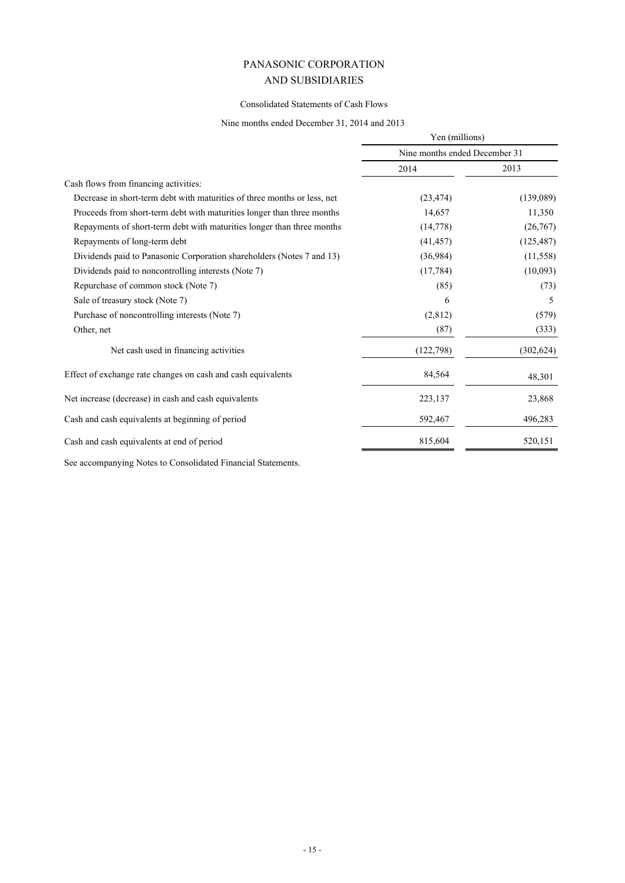# PANASONIC CORPORATION
# AND SUBSIDIARIES

Consolidated Statements of Cash Flows

Nine months ended December 31, 2014 and 2013

| | Yen (millions) | |
|---|---|---|
| | Nine months ended December 31 | |
| | 2014 | 2013 |
| Cash flows from financing activities: | | |
| Decrease in short-term debt with maturities of three months or less, net | (23,474) | (139,089) |
| Proceeds from short-term debt with maturities longer than three months | 14,657 | 11,350 |
| Repayments of short-term debt with maturities longer than three months | (14,778) | (26,767) |
| Repayments of long-term debt | (41,457) | (125,487) |
| Dividends paid to Panasonic Corporation shareholders (Notes 7 and 13) | (36,984) | (11,558) |
| Dividends paid to noncontrolling interests (Note 7) | (17,784) | (10,093) |
| Repurchase of common stock (Note 7) | (85) | (73) |
| Sale of treasury stock (Note 7) | 6 | 5 |
| Purchase of noncontrolling interests (Note 7) | (2,812) | (579) |
| Other, net | (87) | (333) |
| Net cash used in financing activities | (122,798) | (302,624) |
| Effect of exchange rate changes on cash and cash equivalents | 84,564 | 48,301 |
| Net increase (decrease) in cash and cash equivalents | 223,137 | 23,868 |
| Cash and cash equivalents at beginning of period | 592,467 | 496,283 |
| Cash and cash equivalents at end of period | 815,604 | 520,151 |

See accompanying Notes to Consolidated Financial Statements.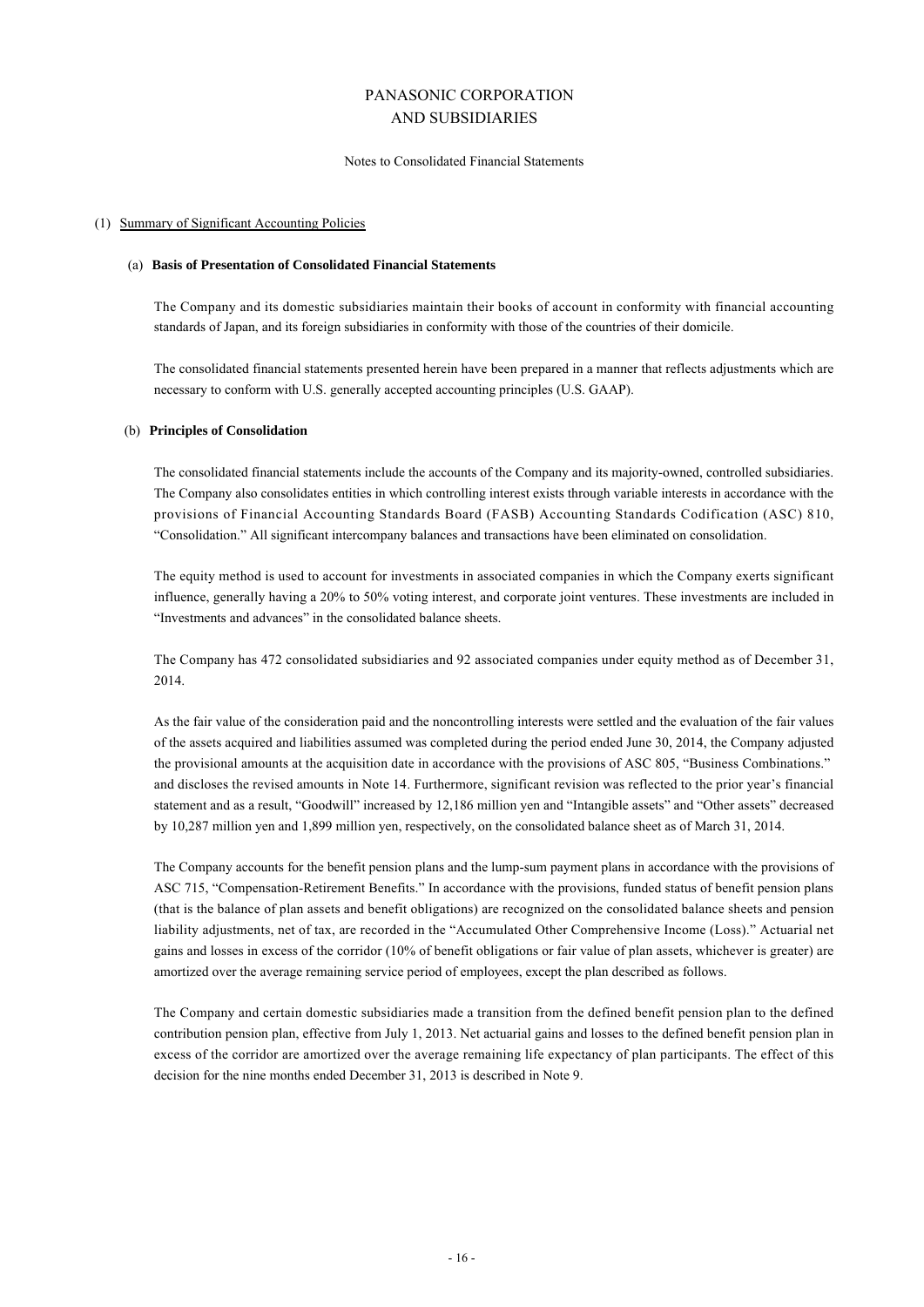# PANASONIC CORPORATION
# AND SUBSIDIARIES

Notes to Consolidated Financial Statements

## (1) Summary of Significant Accounting Policies

### (a) Basis of Presentation of Consolidated Financial Statements

The Company and its domestic subsidiaries maintain their books of account in conformity with financial accounting standards of Japan, and its foreign subsidiaries in conformity with those of the countries of their domicile.

The consolidated financial statements presented herein have been prepared in a manner that reflects adjustments which are necessary to conform with U.S. generally accepted accounting principles (U.S. GAAP).

### (b) Principles of Consolidation

The consolidated financial statements include the accounts of the Company and its majority-owned, controlled subsidiaries. The Company also consolidates entities in which controlling interest exists through variable interests in accordance with the provisions of Financial Accounting Standards Board (FASB) Accounting Standards Codification (ASC) 810, "Consolidation." All significant intercompany balances and transactions have been eliminated on consolidation.

The equity method is used to account for investments in associated companies in which the Company exerts significant influence, generally having a 20% to 50% voting interest, and corporate joint ventures. These investments are included in "Investments and advances" in the consolidated balance sheets.

The Company has 472 consolidated subsidiaries and 92 associated companies under equity method as of December 31, 2014.

As the fair value of the consideration paid and the noncontrolling interests were settled and the evaluation of the fair values of the assets acquired and liabilities assumed was completed during the period ended June 30, 2014, the Company adjusted the provisional amounts at the acquisition date in accordance with the provisions of ASC 805, "Business Combinations." and discloses the revised amounts in Note 14. Furthermore, significant revision was reflected to the prior year's financial statement and as a result, "Goodwill" increased by 12,186 million yen and "Intangible assets" and "Other assets" decreased by 10,287 million yen and 1,899 million yen, respectively, on the consolidated balance sheet as of March 31, 2014.

The Company accounts for the benefit pension plans and the lump-sum payment plans in accordance with the provisions of ASC 715, "Compensation-Retirement Benefits." In accordance with the provisions, funded status of benefit pension plans (that is the balance of plan assets and benefit obligations) are recognized on the consolidated balance sheets and pension liability adjustments, net of tax, are recorded in the "Accumulated Other Comprehensive Income (Loss)." Actuarial net gains and losses in excess of the corridor (10% of benefit obligations or fair value of plan assets, whichever is greater) are amortized over the average remaining service period of employees, except the plan described as follows.

The Company and certain domestic subsidiaries made a transition from the defined benefit pension plan to the defined contribution pension plan, effective from July 1, 2013. Net actuarial gains and losses to the defined benefit pension plan in excess of the corridor are amortized over the average remaining life expectancy of plan participants. The effect of this decision for the nine months ended December 31, 2013 is described in Note 9.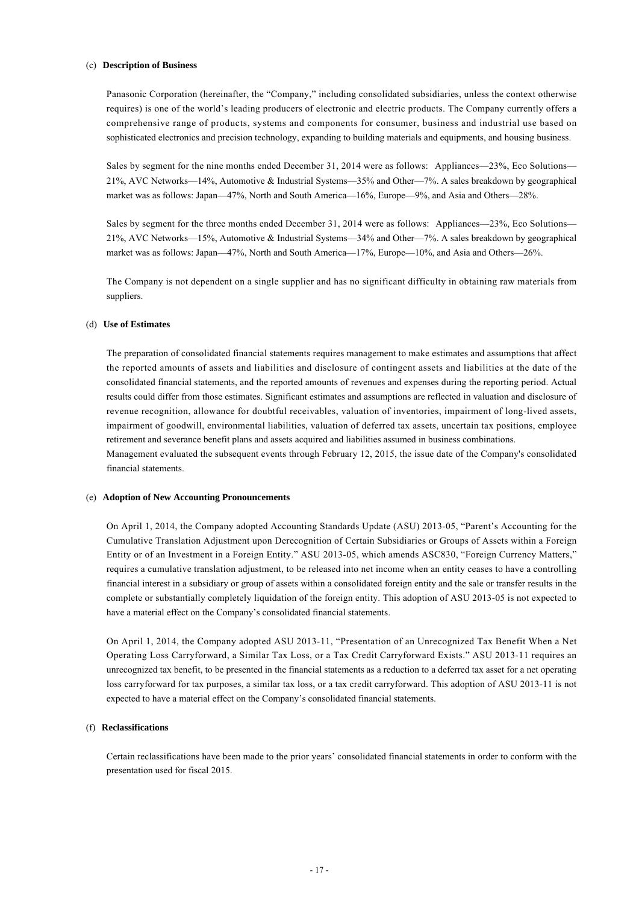### (c) Description of Business

Panasonic Corporation (hereinafter, the "Company," including consolidated subsidiaries, unless the context otherwise requires) is one of the world's leading producers of electronic and electric products. The Company currently offers a comprehensive range of products, systems and components for consumer, business and industrial use based on sophisticated electronics and precision technology, expanding to building materials and equipments, and housing business.

Sales by segment for the nine months ended December 31, 2014 were as follows: Appliances—23%, Eco Solutions—21%, AVC Networks—14%, Automotive & Industrial Systems—35% and Other—7%. A sales breakdown by geographical market was as follows: Japan—47%, North and South America—16%, Europe—9%, and Asia and Others—28%.

Sales by segment for the three months ended December 31, 2014 were as follows: Appliances—23%, Eco Solutions—21%, AVC Networks—15%, Automotive & Industrial Systems—34% and Other—7%. A sales breakdown by geographical market was as follows: Japan—47%, North and South America—17%, Europe—10%, and Asia and Others—26%.

The Company is not dependent on a single supplier and has no significant difficulty in obtaining raw materials from suppliers.

### (d) Use of Estimates

The preparation of consolidated financial statements requires management to make estimates and assumptions that affect the reported amounts of assets and liabilities and disclosure of contingent assets and liabilities at the date of the consolidated financial statements, and the reported amounts of revenues and expenses during the reporting period. Actual results could differ from those estimates. Significant estimates and assumptions are reflected in valuation and disclosure of revenue recognition, allowance for doubtful receivables, valuation of inventories, impairment of long-lived assets, impairment of goodwill, environmental liabilities, valuation of deferred tax assets, uncertain tax positions, employee retirement and severance benefit plans and assets acquired and liabilities assumed in business combinations.
Management evaluated the subsequent events through February 12, 2015, the issue date of the Company's consolidated financial statements.

### (e) Adoption of New Accounting Pronouncements

On April 1, 2014, the Company adopted Accounting Standards Update (ASU) 2013-05, "Parent's Accounting for the Cumulative Translation Adjustment upon Derecognition of Certain Subsidiaries or Groups of Assets within a Foreign Entity or of an Investment in a Foreign Entity." ASU 2013-05, which amends ASC830, "Foreign Currency Matters," requires a cumulative translation adjustment, to be released into net income when an entity ceases to have a controlling financial interest in a subsidiary or group of assets within a consolidated foreign entity and the sale or transfer results in the complete or substantially completely liquidation of the foreign entity. This adoption of ASU 2013-05 is not expected to have a material effect on the Company's consolidated financial statements.

On April 1, 2014, the Company adopted ASU 2013-11, "Presentation of an Unrecognized Tax Benefit When a Net Operating Loss Carryforward, a Similar Tax Loss, or a Tax Credit Carryforward Exists." ASU 2013-11 requires an unrecognized tax benefit, to be presented in the financial statements as a reduction to a deferred tax asset for a net operating loss carryforward for tax purposes, a similar tax loss, or a tax credit carryforward. This adoption of ASU 2013-11 is not expected to have a material effect on the Company's consolidated financial statements.

### (f) Reclassifications

Certain reclassifications have been made to the prior years' consolidated financial statements in order to conform with the presentation used for fiscal 2015.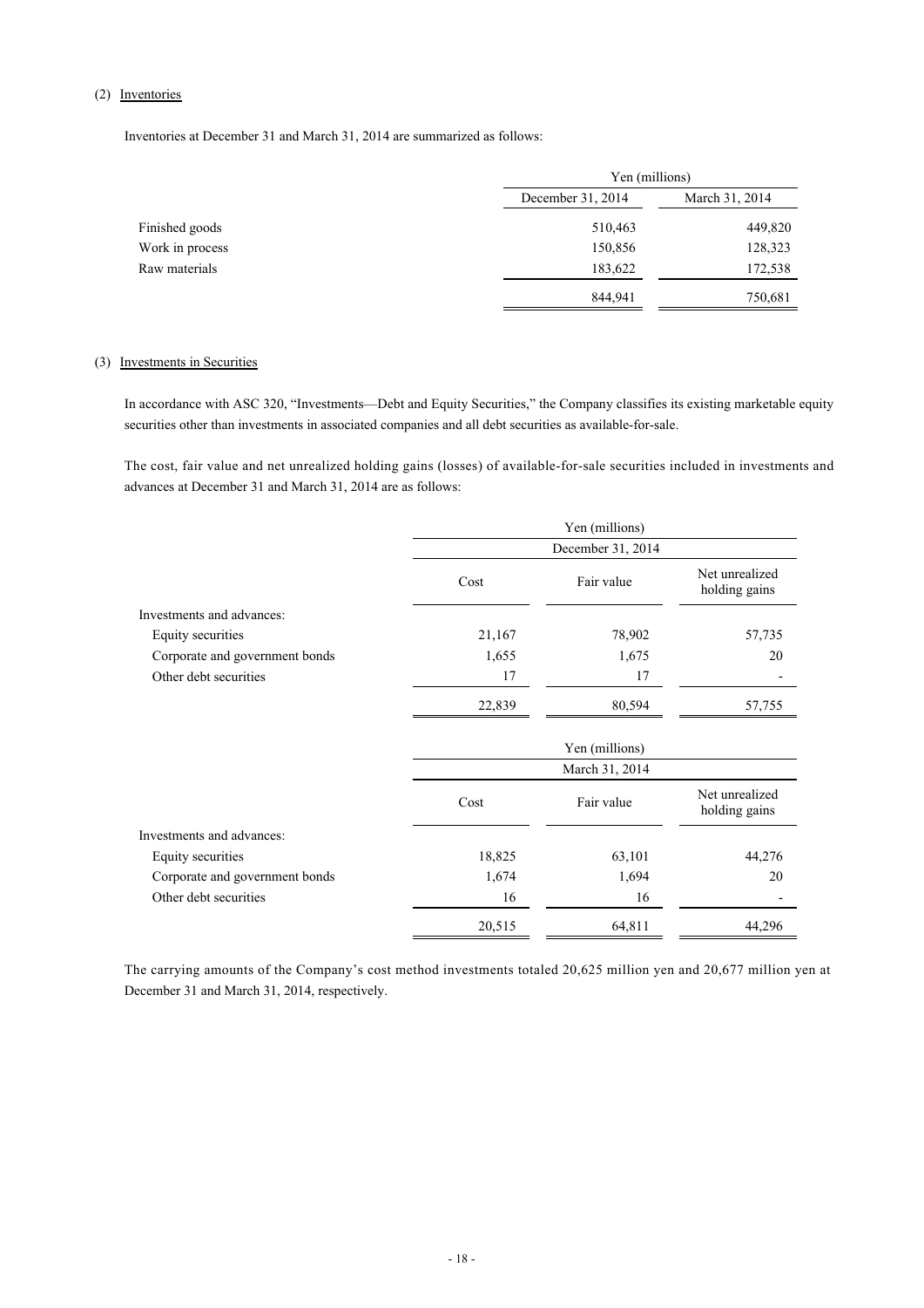## (2) Inventories

Inventories at December 31 and March 31, 2014 are summarized as follows:

| | Yen (millions) | |
|---|---|---|
| | December 31, 2014 | March 31, 2014 |
| Finished goods | 510,463 | 449,820 |
| Work in process | 150,856 | 128,323 |
| Raw materials | 183,622 | 172,538 |
| | 844,941 | 750,681 |

## (3) Investments in Securities

In accordance with ASC 320, "Investments—Debt and Equity Securities," the Company classifies its existing marketable equity securities other than investments in associated companies and all debt securities as available-for-sale.

The cost, fair value and net unrealized holding gains (losses) of available-for-sale securities included in investments and advances at December 31 and March 31, 2014 are as follows:

| | Yen (millions) | | |
|---|---|---|---|
| | December 31, 2014 | | |
| | Cost | Fair value | Net unrealized holding gains |
| Investments and advances: | | | |
| Equity securities | 21,167 | 78,902 | 57,735 |
| Corporate and government bonds | 1,655 | 1,675 | 20 |
| Other debt securities | 17 | 17 | - |
| | 22,839 | 80,594 | 57,755 |

| | Yen (millions) | | |
|---|---|---|---|
| | March 31, 2014 | | |
| | Cost | Fair value | Net unrealized holding gains |
| Investments and advances: | | | |
| Equity securities | 18,825 | 63,101 | 44,276 |
| Corporate and government bonds | 1,674 | 1,694 | 20 |
| Other debt securities | 16 | 16 | - |
| | 20,515 | 64,811 | 44,296 |

The carrying amounts of the Company's cost method investments totaled 20,625 million yen and 20,677 million yen at December 31 and March 31, 2014, respectively.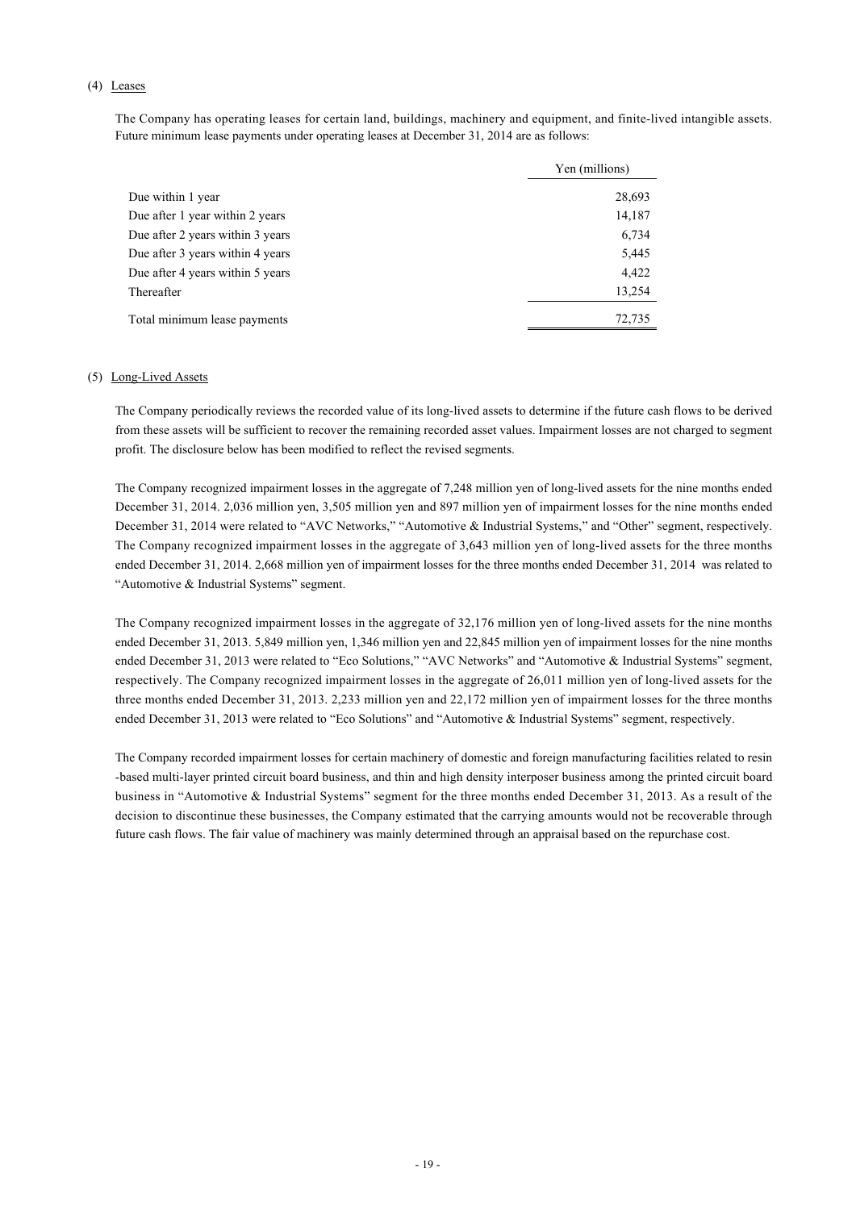(4) Leases

The Company has operating leases for certain land, buildings, machinery and equipment, and finite-lived intangible assets. Future minimum lease payments under operating leases at December 31, 2014 are as follows:

| | Yen (millions) |
|---|---|
| Due within 1 year | 28,693 |
| Due after 1 year within 2 years | 14,187 |
| Due after 2 years within 3 years | 6,734 |
| Due after 3 years within 4 years | 5,445 |
| Due after 4 years within 5 years | 4,422 |
| Thereafter | 13,254 |
| Total minimum lease payments | 72,735 |

(5) Long-Lived Assets

The Company periodically reviews the recorded value of its long-lived assets to determine if the future cash flows to be derived from these assets will be sufficient to recover the remaining recorded asset values. Impairment losses are not charged to segment profit. The disclosure below has been modified to reflect the revised segments.

The Company recognized impairment losses in the aggregate of 7,248 million yen of long-lived assets for the nine months ended December 31, 2014. 2,036 million yen, 3,505 million yen and 897 million yen of impairment losses for the nine months ended December 31, 2014 were related to "AVC Networks," "Automotive & Industrial Systems," and "Other" segment, respectively. The Company recognized impairment losses in the aggregate of 3,643 million yen of long-lived assets for the three months ended December 31, 2014. 2,668 million yen of impairment losses for the three months ended December 31, 2014 was related to "Automotive & Industrial Systems" segment.

The Company recognized impairment losses in the aggregate of 32,176 million yen of long-lived assets for the nine months ended December 31, 2013. 5,849 million yen, 1,346 million yen and 22,845 million yen of impairment losses for the nine months ended December 31, 2013 were related to "Eco Solutions," "AVC Networks" and "Automotive & Industrial Systems" segment, respectively. The Company recognized impairment losses in the aggregate of 26,011 million yen of long-lived assets for the three months ended December 31, 2013. 2,233 million yen and 22,172 million yen of impairment losses for the three months ended December 31, 2013 were related to "Eco Solutions" and "Automotive & Industrial Systems" segment, respectively.

The Company recorded impairment losses for certain machinery of domestic and foreign manufacturing facilities related to resin -based multi-layer printed circuit board business, and thin and high density interposer business among the printed circuit board business in "Automotive & Industrial Systems" segment for the three months ended December 31, 2013. As a result of the decision to discontinue these businesses, the Company estimated that the carrying amounts would not be recoverable through future cash flows. The fair value of machinery was mainly determined through an appraisal based on the repurchase cost.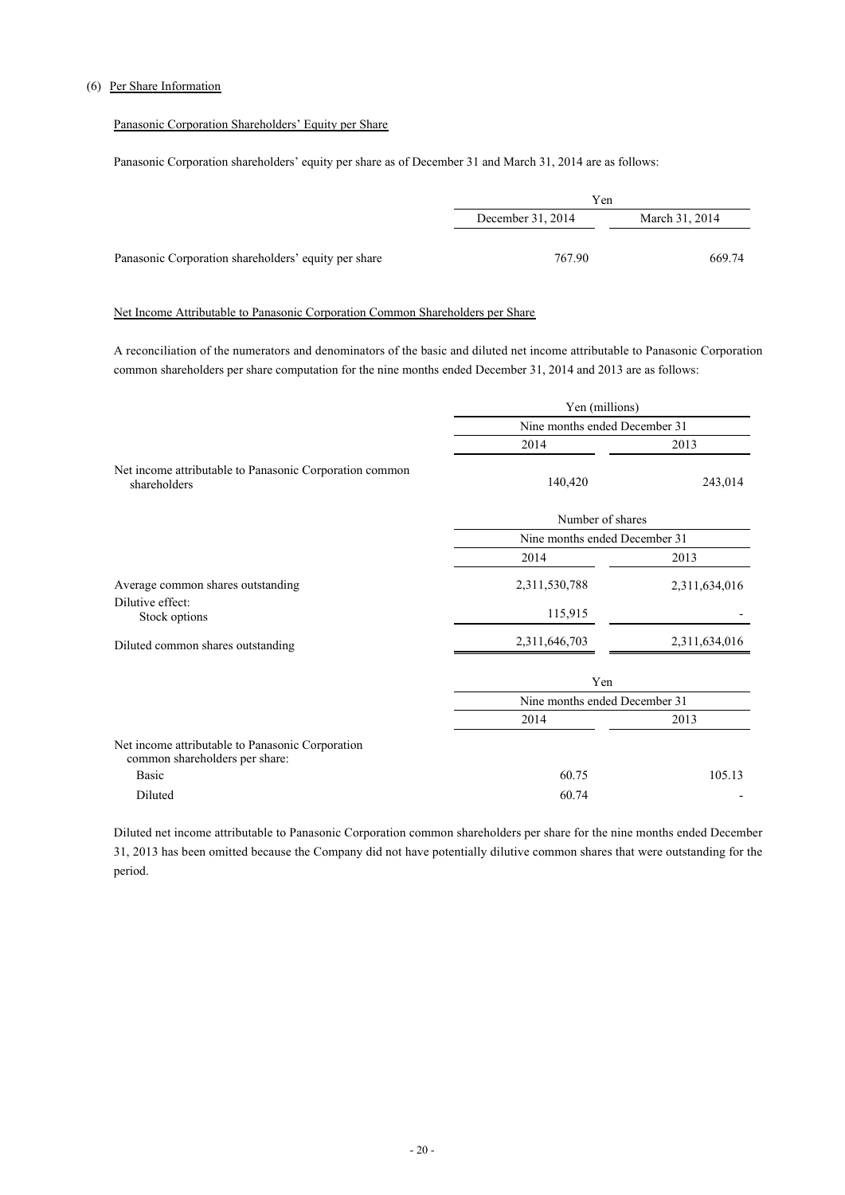(6) Per Share Information

Panasonic Corporation Shareholders' Equity per Share

Panasonic Corporation shareholders' equity per share as of December 31 and March 31, 2014 are as follows:

| | Yen | |
|---|---|---|
| | December 31, 2014 | March 31, 2014 |
| Panasonic Corporation shareholders' equity per share | 767.90 | 669.74 |

Net Income Attributable to Panasonic Corporation Common Shareholders per Share

A reconciliation of the numerators and denominators of the basic and diluted net income attributable to Panasonic Corporation common shareholders per share computation for the nine months ended December 31, 2014 and 2013 are as follows:

| | Yen (millions) | |
|---|---|---|
| | Nine months ended December 31 | |
| | 2014 | 2013 |
| Net income attributable to Panasonic Corporation common shareholders | 140,420 | 243,014 |

| | Number of shares | |
|---|---|---|
| | Nine months ended December 31 | |
| | 2014 | 2013 |
| Average common shares outstanding | 2,311,530,788 | 2,311,634,016 |
| Dilutive effect: | | |
| Stock options | 115,915 | - |
| Diluted common shares outstanding | 2,311,646,703 | 2,311,634,016 |

| | Yen | |
|---|---|---|
| | Nine months ended December 31 | |
| | 2014 | 2013 |
| Net income attributable to Panasonic Corporation common shareholders per share: | | |
| Basic | 60.75 | 105.13 |
| Diluted | 60.74 | - |

Diluted net income attributable to Panasonic Corporation common shareholders per share for the nine months ended December 31, 2013 has been omitted because the Company did not have potentially dilutive common shares that were outstanding for the period.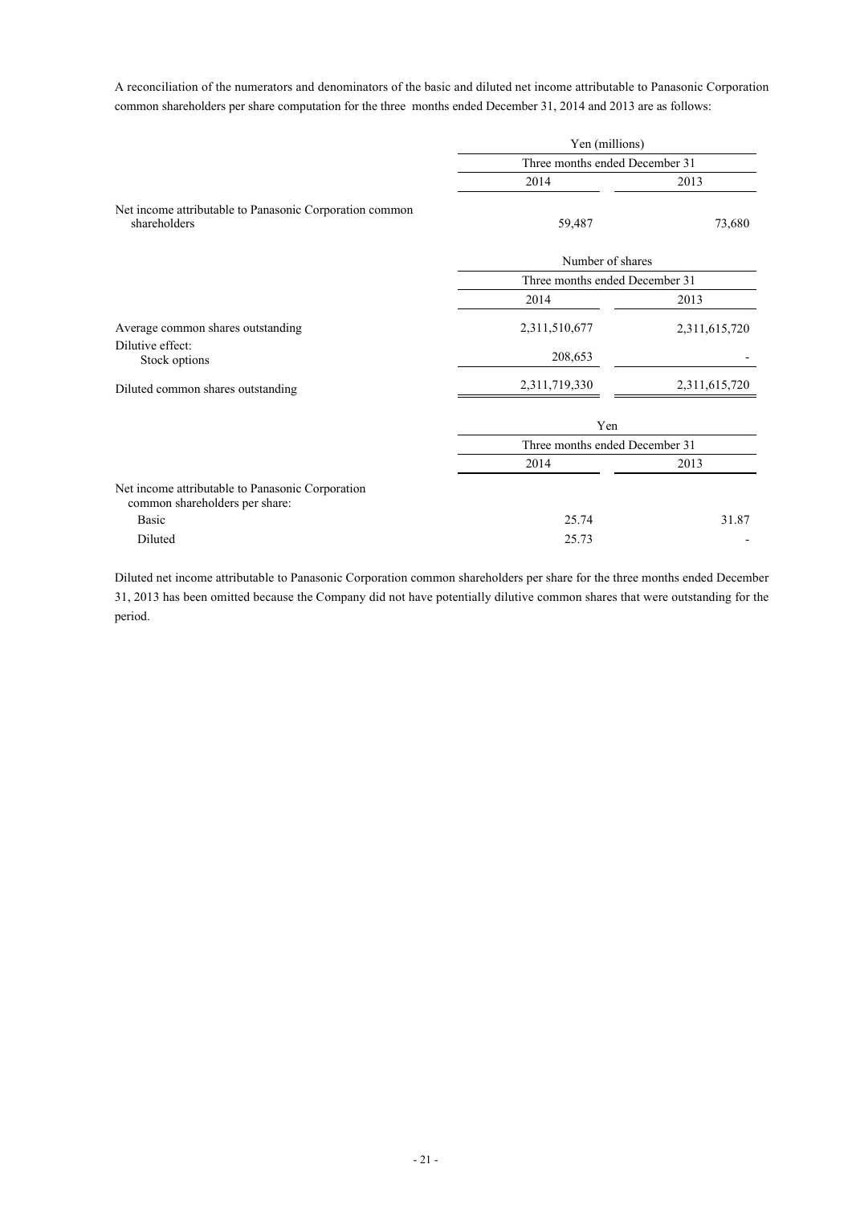A reconciliation of the numerators and denominators of the basic and diluted net income attributable to Panasonic Corporation common shareholders per share computation for the three months ended December 31, 2014 and 2013 are as follows:

| | Yen (millions) | |
|---|---|---|
| | Three months ended December 31 | |
| | 2014 | 2013 |
| Net income attributable to Panasonic Corporation common shareholders | 59,487 | 73,680 |

| | Number of shares | |
|---|---|---|
| | Three months ended December 31 | |
| | 2014 | 2013 |
| Average common shares outstanding | 2,311,510,677 | 2,311,615,720 |
| Dilutive effect: | | |
| Stock options | 208,653 | - |
| Diluted common shares outstanding | 2,311,719,330 | 2,311,615,720 |

| | Yen | |
|---|---|---|
| | Three months ended December 31 | |
| | 2014 | 2013 |
| Net income attributable to Panasonic Corporation common shareholders per share: | | |
| Basic | 25.74 | 31.87 |
| Diluted | 25.73 | - |

Diluted net income attributable to Panasonic Corporation common shareholders per share for the three months ended December 31, 2013 has been omitted because the Company did not have potentially dilutive common shares that were outstanding for the period.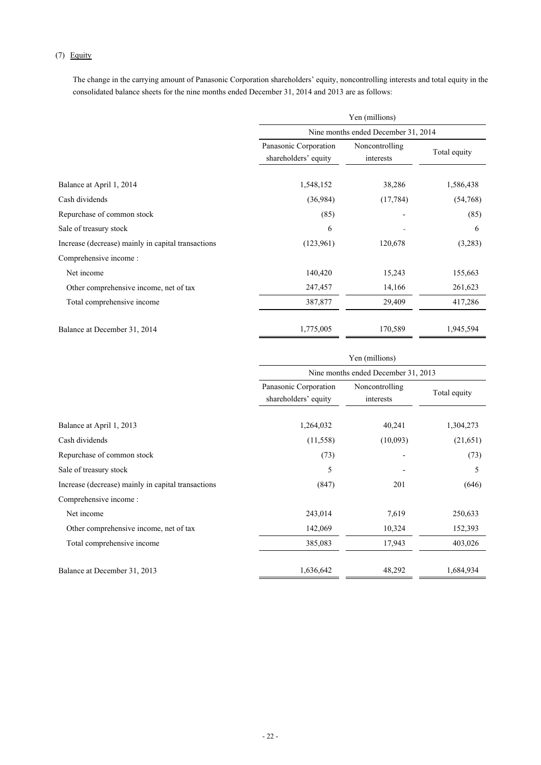(7) Equity

The change in the carrying amount of Panasonic Corporation shareholders' equity, noncontrolling interests and total equity in the consolidated balance sheets for the nine months ended December 31, 2014 and 2013 are as follows:

| | Yen (millions) | | |
|---|---|---|---|
| | Nine months ended December 31, 2014 | | |
| | Panasonic Corporation shareholders' equity | Noncontrolling interests | Total equity |
| Balance at April 1, 2014 | 1,548,152 | 38,286 | 1,586,438 |
| Cash dividends | (36,984) | (17,784) | (54,768) |
| Repurchase of common stock | (85) | - | (85) |
| Sale of treasury stock | 6 | - | 6 |
| Increase (decrease) mainly in capital transactions | (123,961) | 120,678 | (3,283) |
| Comprehensive income : | | | |
| Net income | 140,420 | 15,243 | 155,663 |
| Other comprehensive income, net of tax | 247,457 | 14,166 | 261,623 |
| Total comprehensive income | 387,877 | 29,409 | 417,286 |
| Balance at December 31, 2014 | 1,775,005 | 170,589 | 1,945,594 |

| | Yen (millions) | | |
|---|---|---|---|
| | Nine months ended December 31, 2013 | | |
| | Panasonic Corporation shareholders' equity | Noncontrolling interests | Total equity |
| Balance at April 1, 2013 | 1,264,032 | 40,241 | 1,304,273 |
| Cash dividends | (11,558) | (10,093) | (21,651) |
| Repurchase of common stock | (73) | - | (73) |
| Sale of treasury stock | 5 | - | 5 |
| Increase (decrease) mainly in capital transactions | (847) | 201 | (646) |
| Comprehensive income : | | | |
| Net income | 243,014 | 7,619 | 250,633 |
| Other comprehensive income, net of tax | 142,069 | 10,324 | 152,393 |
| Total comprehensive income | 385,083 | 17,943 | 403,026 |
| Balance at December 31, 2013 | 1,636,642 | 48,292 | 1,684,934 |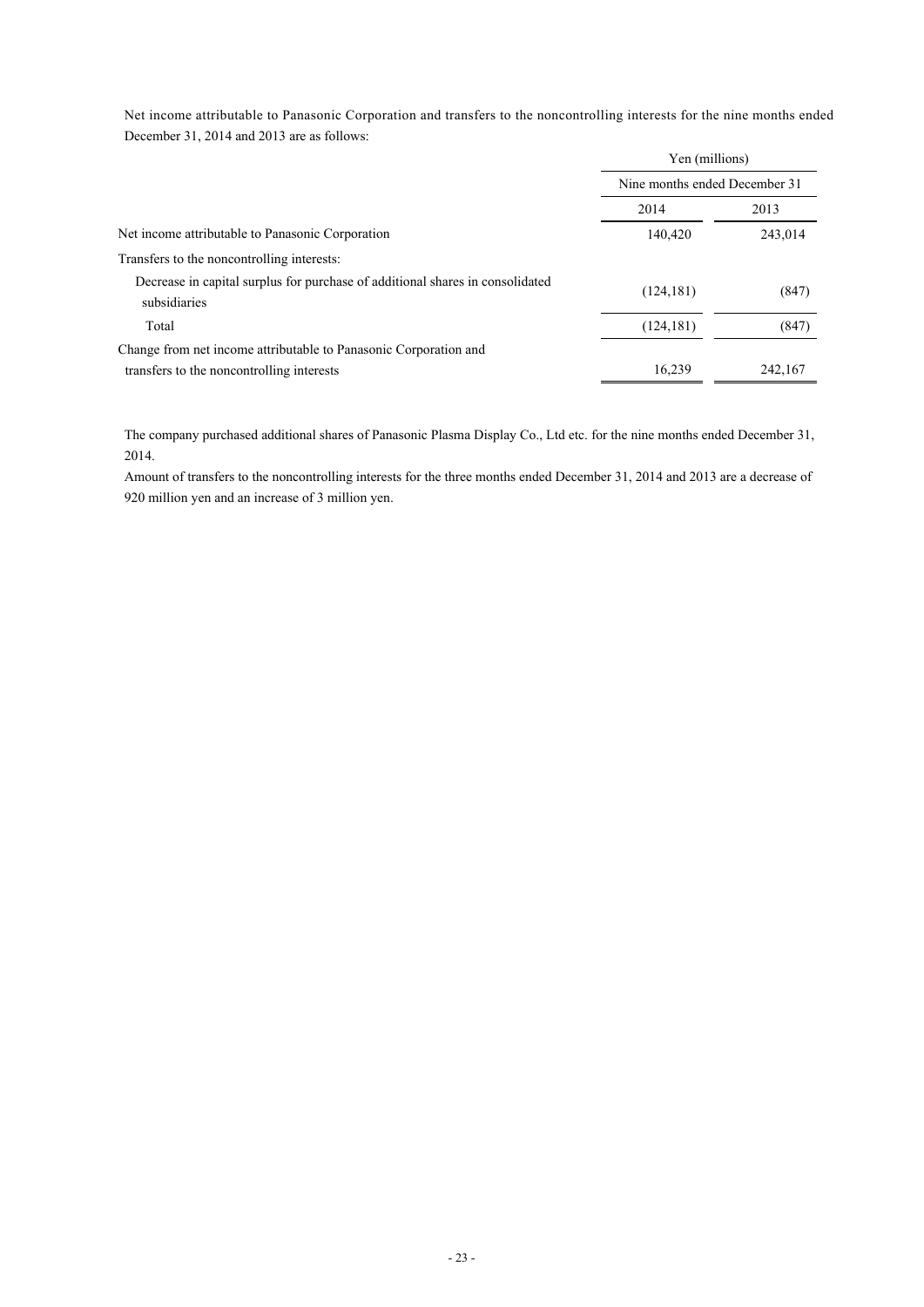Net income attributable to Panasonic Corporation and transfers to the noncontrolling interests for the nine months ended December 31, 2014 and 2013 are as follows:

| | Yen (millions) | |
|---|---|---|
| | Nine months ended December 31 | |
| | 2014 | 2013 |
| Net income attributable to Panasonic Corporation | 140,420 | 243,014 |
| Transfers to the noncontrolling interests: | | |
| Decrease in capital surplus for purchase of additional shares in consolidated subsidiaries | (124,181) | (847) |
| Total | (124,181) | (847) |
| Change from net income attributable to Panasonic Corporation and transfers to the noncontrolling interests | 16,239 | 242,167 |

The company purchased additional shares of Panasonic Plasma Display Co., Ltd etc. for the nine months ended December 31, 2014.

Amount of transfers to the noncontrolling interests for the three months ended December 31, 2014 and 2013 are a decrease of 920 million yen and an increase of 3 million yen.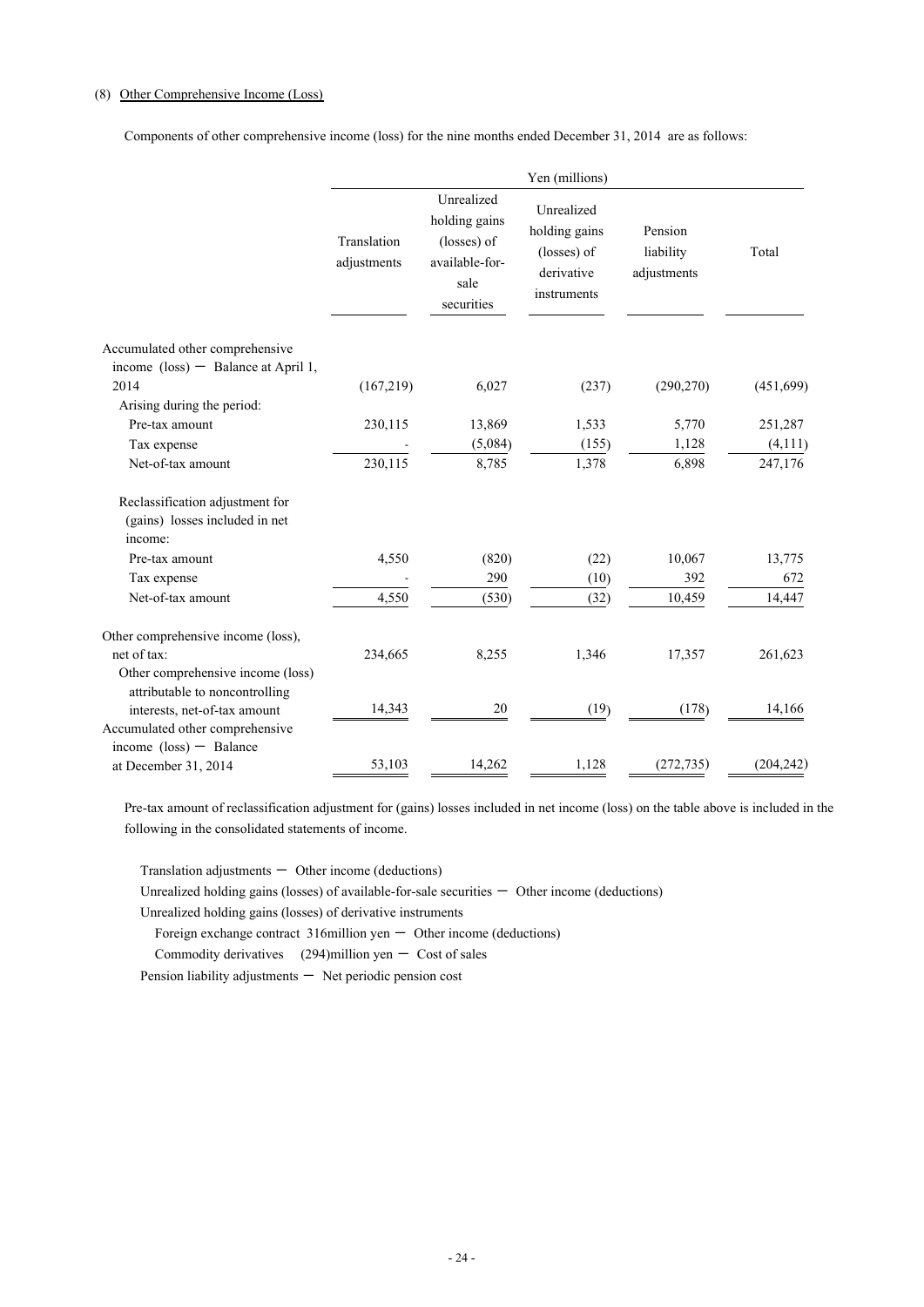(8) Other Comprehensive Income (Loss)

Components of other comprehensive income (loss) for the nine months ended December 31, 2014 are as follows:

| | Yen (millions) | | | | |
|---|---|---|---|---|---|
| | Translation adjustments | Unrealized holding gains (losses) of available-for-sale securities | Unrealized holding gains (losses) of derivative instruments | Pension liability adjustments | Total |
| Accumulated other comprehensive income (loss) ― Balance at April 1, 2014 | (167,219) | 6,027 | (237) | (290,270) | (451,699) |
| Arising during the period: | | | | | |
| Pre-tax amount | 230,115 | 13,869 | 1,533 | 5,770 | 251,287 |
| Tax expense | - | (5,084) | (155) | 1,128 | (4,111) |
| Net-of-tax amount | 230,115 | 8,785 | 1,378 | 6,898 | 247,176 |
| Reclassification adjustment for (gains) losses included in net income: | | | | | |
| Pre-tax amount | 4,550 | (820) | (22) | 10,067 | 13,775 |
| Tax expense | - | 290 | (10) | 392 | 672 |
| Net-of-tax amount | 4,550 | (530) | (32) | 10,459 | 14,447 |
| Other comprehensive income (loss), net of tax: | 234,665 | 8,255 | 1,346 | 17,357 | 261,623 |
| Other comprehensive income (loss) attributable to noncontrolling interests, net-of-tax amount | 14,343 | 20 | (19) | (178) | 14,166 |
| Accumulated other comprehensive income (loss) ― Balance at December 31, 2014 | 53,103 | 14,262 | 1,128 | (272,735) | (204,242) |

Pre-tax amount of reclassification adjustment for (gains) losses included in net income (loss) on the table above is included in the following in the consolidated statements of income.

Translation adjustments ― Other income (deductions)

Unrealized holding gains (losses) of available-for-sale securities ― Other income (deductions)

Unrealized holding gains (losses) of derivative instruments

Foreign exchange contract 316million yen ― Other income (deductions)

Commodity derivatives (294)million yen ― Cost of sales

Pension liability adjustments ― Net periodic pension cost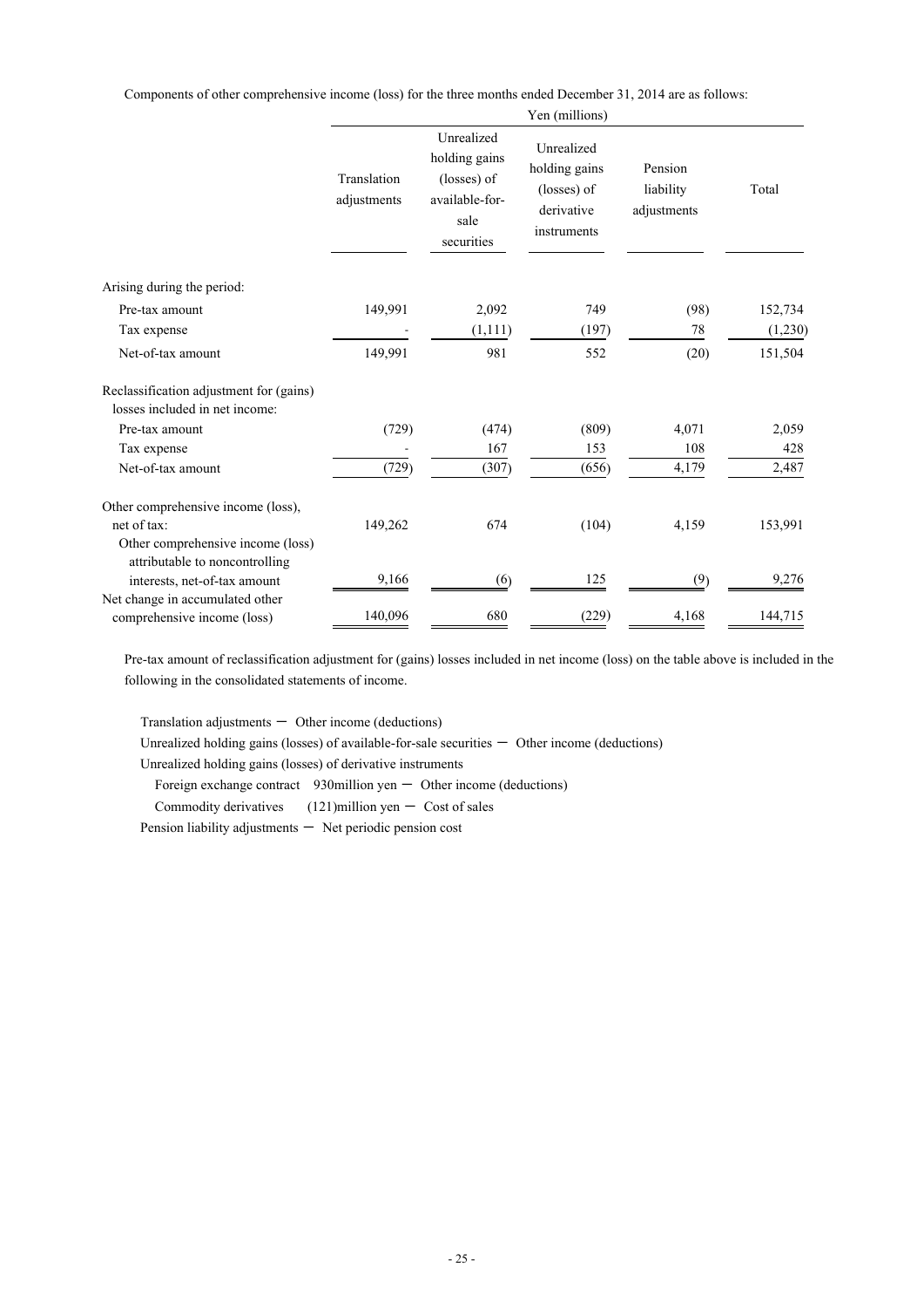Components of other comprehensive income (loss) for the three months ended December 31, 2014 are as follows:

| | Yen (millions) | | | | |
|---|---|---|---|---|---|
| | Translation adjustments | Unrealized holding gains (losses) of available-for-sale securities | Unrealized holding gains (losses) of derivative instruments | Pension liability adjustments | Total |
| Arising during the period: | | | | | |
| Pre-tax amount | 149,991 | 2,092 | 749 | (98) | 152,734 |
| Tax expense | - | (1,111) | (197) | 78 | (1,230) |
| Net-of-tax amount | 149,991 | 981 | 552 | (20) | 151,504 |
| Reclassification adjustment for (gains) losses included in net income: | | | | | |
| Pre-tax amount | (729) | (474) | (809) | 4,071 | 2,059 |
| Tax expense | - | 167 | 153 | 108 | 428 |
| Net-of-tax amount | (729) | (307) | (656) | 4,179 | 2,487 |
| Other comprehensive income (loss), net of tax: | 149,262 | 674 | (104) | 4,159 | 153,991 |
| Other comprehensive income (loss) attributable to noncontrolling interests, net-of-tax amount | 9,166 | (6) | 125 | (9) | 9,276 |
| Net change in accumulated other comprehensive income (loss) | 140,096 | 680 | (229) | 4,168 | 144,715 |

Pre-tax amount of reclassification adjustment for (gains) losses included in net income (loss) on the table above is included in the following in the consolidated statements of income.

Translation adjustments － Other income (deductions)

Unrealized holding gains (losses) of available-for-sale securities － Other income (deductions)

Unrealized holding gains (losses) of derivative instruments

Foreign exchange contract 930million yen － Other income (deductions)

Commodity derivatives (121)million yen － Cost of sales

Pension liability adjustments － Net periodic pension cost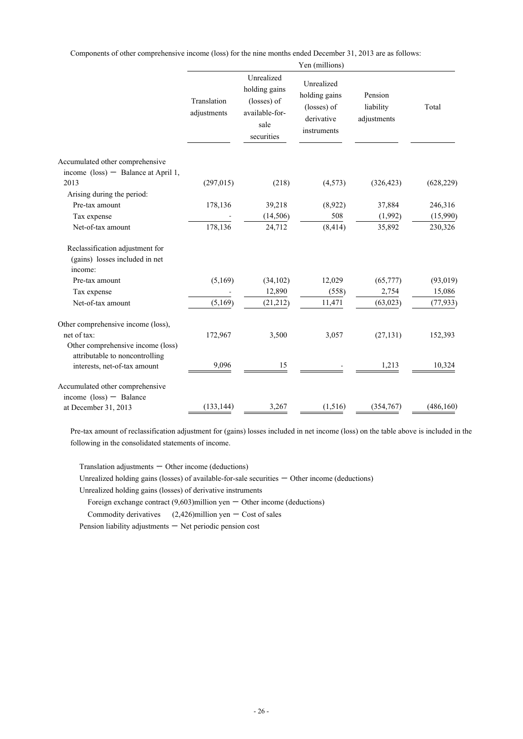Components of other comprehensive income (loss) for the nine months ended December 31, 2013 are as follows:

| | Yen (millions) | | | | |
|---|---|---|---|---|---|
| | Translation adjustments | Unrealized holding gains (losses) of available-for-sale securities | Unrealized holding gains (losses) of derivative instruments | Pension liability adjustments | Total |
| Accumulated other comprehensive income (loss) ─ Balance at April 1, 2013 | (297,015) | (218) | (4,573) | (326,423) | (628,229) |
| Arising during the period: | | | | | |
| Pre-tax amount | 178,136 | 39,218 | (8,922) | 37,884 | 246,316 |
| Tax expense | - | (14,506) | 508 | (1,992) | (15,990) |
| Net-of-tax amount | 178,136 | 24,712 | (8,414) | 35,892 | 230,326 |
| Reclassification adjustment for (gains) losses included in net income: | | | | | |
| Pre-tax amount | (5,169) | (34,102) | 12,029 | (65,777) | (93,019) |
| Tax expense | - | 12,890 | (558) | 2,754 | 15,086 |
| Net-of-tax amount | (5,169) | (21,212) | 11,471 | (63,023) | (77,933) |
| Other comprehensive income (loss), net of tax: | 172,967 | 3,500 | 3,057 | (27,131) | 152,393 |
| Other comprehensive income (loss) attributable to noncontrolling interests, net-of-tax amount | 9,096 | 15 | - | 1,213 | 10,324 |
| Accumulated other comprehensive income (loss) ─ Balance at December 31, 2013 | (133,144) | 3,267 | (1,516) | (354,767) | (486,160) |

Pre-tax amount of reclassification adjustment for (gains) losses included in net income (loss) on the table above is included in the following in the consolidated statements of income.

Translation adjustments ─ Other income (deductions)

Unrealized holding gains (losses) of available-for-sale securities ─ Other income (deductions)

Unrealized holding gains (losses) of derivative instruments

Foreign exchange contract (9,603)million yen ─ Other income (deductions)

Commodity derivatives (2,426)million yen ─ Cost of sales

Pension liability adjustments ─ Net periodic pension cost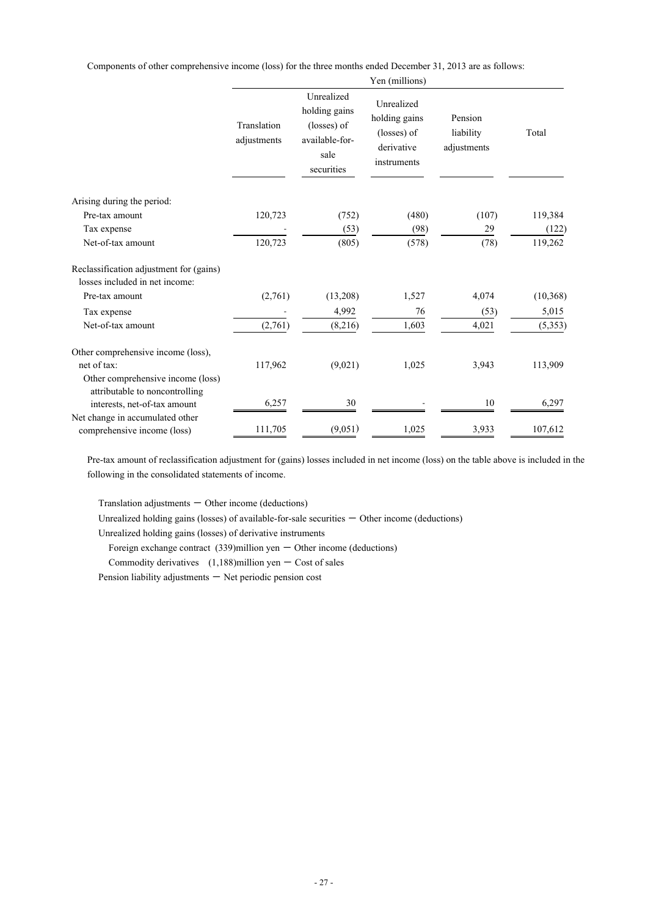Components of other comprehensive income (loss) for the three months ended December 31, 2013 are as follows:

| | Yen (millions) | | | | |
|---|---|---|---|---|---|
| | Translation adjustments | Unrealized holding gains (losses) of available-for-sale securities | Unrealized holding gains (losses) of derivative instruments | Pension liability adjustments | Total |
| Arising during the period: | | | | | |
| Pre-tax amount | 120,723 | (752) | (480) | (107) | 119,384 |
| Tax expense | - | (53) | (98) | 29 | (122) |
| Net-of-tax amount | 120,723 | (805) | (578) | (78) | 119,262 |
| Reclassification adjustment for (gains) losses included in net income: | | | | | |
| Pre-tax amount | (2,761) | (13,208) | 1,527 | 4,074 | (10,368) |
| Tax expense | - | 4,992 | 76 | (53) | 5,015 |
| Net-of-tax amount | (2,761) | (8,216) | 1,603 | 4,021 | (5,353) |
| Other comprehensive income (loss), net of tax: | 117,962 | (9,021) | 1,025 | 3,943 | 113,909 |
| Other comprehensive income (loss) attributable to noncontrolling interests, net-of-tax amount | 6,257 | 30 | - | 10 | 6,297 |
| Net change in accumulated other comprehensive income (loss) | 111,705 | (9,051) | 1,025 | 3,933 | 107,612 |

Pre-tax amount of reclassification adjustment for (gains) losses included in net income (loss) on the table above is included in the following in the consolidated statements of income.

Translation adjustments ─ Other income (deductions)

Unrealized holding gains (losses) of available-for-sale securities ─ Other income (deductions)

Unrealized holding gains (losses) of derivative instruments

Foreign exchange contract (339)million yen ─ Other income (deductions)

Commodity derivatives (1,188)million yen ─ Cost of sales

Pension liability adjustments ─ Net periodic pension cost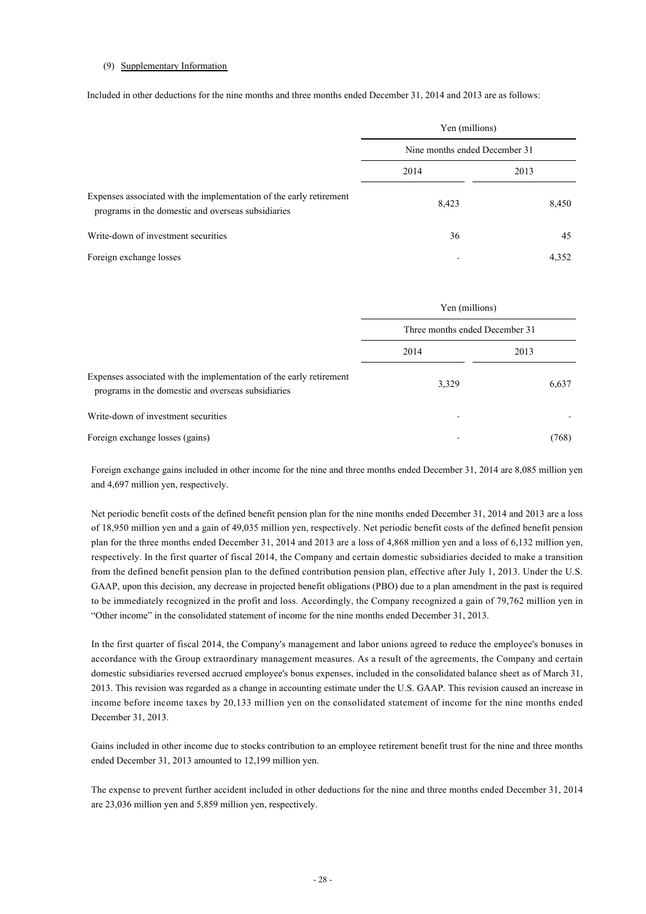(9) Supplementary Information

Included in other deductions for the nine months and three months ended December 31, 2014 and 2013 are as follows:

| | Yen (millions) | |
|---|---|---|
| | Nine months ended December 31 | |
| | 2014 | 2013 |
| Expenses associated with the implementation of the early retirement programs in the domestic and overseas subsidiaries | 8,423 | 8,450 |
| Write-down of investment securities | 36 | 45 |
| Foreign exchange losses | - | 4,352 |

| | Yen (millions) | |
|---|---|---|
| | Three months ended December 31 | |
| | 2014 | 2013 |
| Expenses associated with the implementation of the early retirement programs in the domestic and overseas subsidiaries | 3,329 | 6,637 |
| Write-down of investment securities | - | - |
| Foreign exchange losses (gains) | - | (768) |

Foreign exchange gains included in other income for the nine and three months ended December 31, 2014 are 8,085 million yen and 4,697 million yen, respectively.

Net periodic benefit costs of the defined benefit pension plan for the nine months ended December 31, 2014 and 2013 are a loss of 18,950 million yen and a gain of 49,035 million yen, respectively. Net periodic benefit costs of the defined benefit pension plan for the three months ended December 31, 2014 and 2013 are a loss of 4,868 million yen and a loss of 6,132 million yen, respectively. In the first quarter of fiscal 2014, the Company and certain domestic subsidiaries decided to make a transition from the defined benefit pension plan to the defined contribution pension plan, effective after July 1, 2013. Under the U.S. GAAP, upon this decision, any decrease in projected benefit obligations (PBO) due to a plan amendment in the past is required to be immediately recognized in the profit and loss. Accordingly, the Company recognized a gain of 79,762 million yen in "Other income" in the consolidated statement of income for the nine months ended December 31, 2013.

In the first quarter of fiscal 2014, the Company's management and labor unions agreed to reduce the employee's bonuses in accordance with the Group extraordinary management measures. As a result of the agreements, the Company and certain domestic subsidiaries reversed accrued employee's bonus expenses, included in the consolidated balance sheet as of March 31, 2013. This revision was regarded as a change in accounting estimate under the U.S. GAAP. This revision caused an increase in income before income taxes by 20,133 million yen on the consolidated statement of income for the nine months ended December 31, 2013.

Gains included in other income due to stocks contribution to an employee retirement benefit trust for the nine and three months ended December 31, 2013 amounted to 12,199 million yen.

The expense to prevent further accident included in other deductions for the nine and three months ended December 31, 2014 are 23,036 million yen and 5,859 million yen, respectively.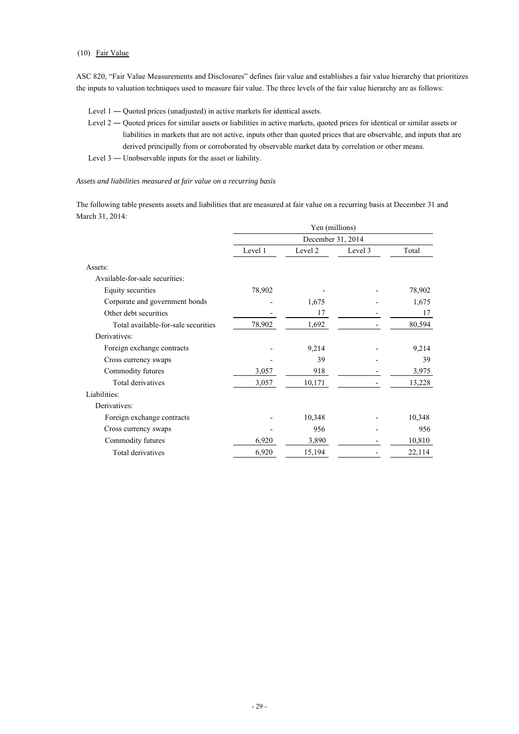(10) Fair Value

ASC 820, "Fair Value Measurements and Disclosures" defines fair value and establishes a fair value hierarchy that prioritizes the inputs to valuation techniques used to measure fair value. The three levels of the fair value hierarchy are as follows:

Level 1 ― Quoted prices (unadjusted) in active markets for identical assets.

Level 2 ― Quoted prices for similar assets or liabilities in active markets, quoted prices for identical or similar assets or liabilities in markets that are not active, inputs other than quoted prices that are observable, and inputs that are derived principally from or corroborated by observable market data by correlation or other means.

Level 3 ― Unobservable inputs for the asset or liability.

*Assets and liabilities measured at fair value on a recurring basis*

The following table presents assets and liabilities that are measured at fair value on a recurring basis at December 31 and March 31, 2014:

| | Yen (millions) | | | |
|---|---|---|---|---|
| | December 31, 2014 | | | |
| | Level 1 | Level 2 | Level 3 | Total |
| Assets: | | | | |
| Available-for-sale securities: | | | | |
| Equity securities | 78,902 | - | - | 78,902 |
| Corporate and government bonds | - | 1,675 | - | 1,675 |
| Other debt securities | - | 17 | - | 17 |
| Total available-for-sale securities | 78,902 | 1,692 | - | 80,594 |
| Derivatives: | | | | |
| Foreign exchange contracts | - | 9,214 | - | 9,214 |
| Cross currency swaps | - | 39 | - | 39 |
| Commodity futures | 3,057 | 918 | - | 3,975 |
| Total derivatives | 3,057 | 10,171 | - | 13,228 |
| Liabilities: | | | | |
| Derivatives: | | | | |
| Foreign exchange contracts | - | 10,348 | - | 10,348 |
| Cross currency swaps | - | 956 | - | 956 |
| Commodity futures | 6,920 | 3,890 | - | 10,810 |
| Total derivatives | 6,920 | 15,194 | - | 22,114 |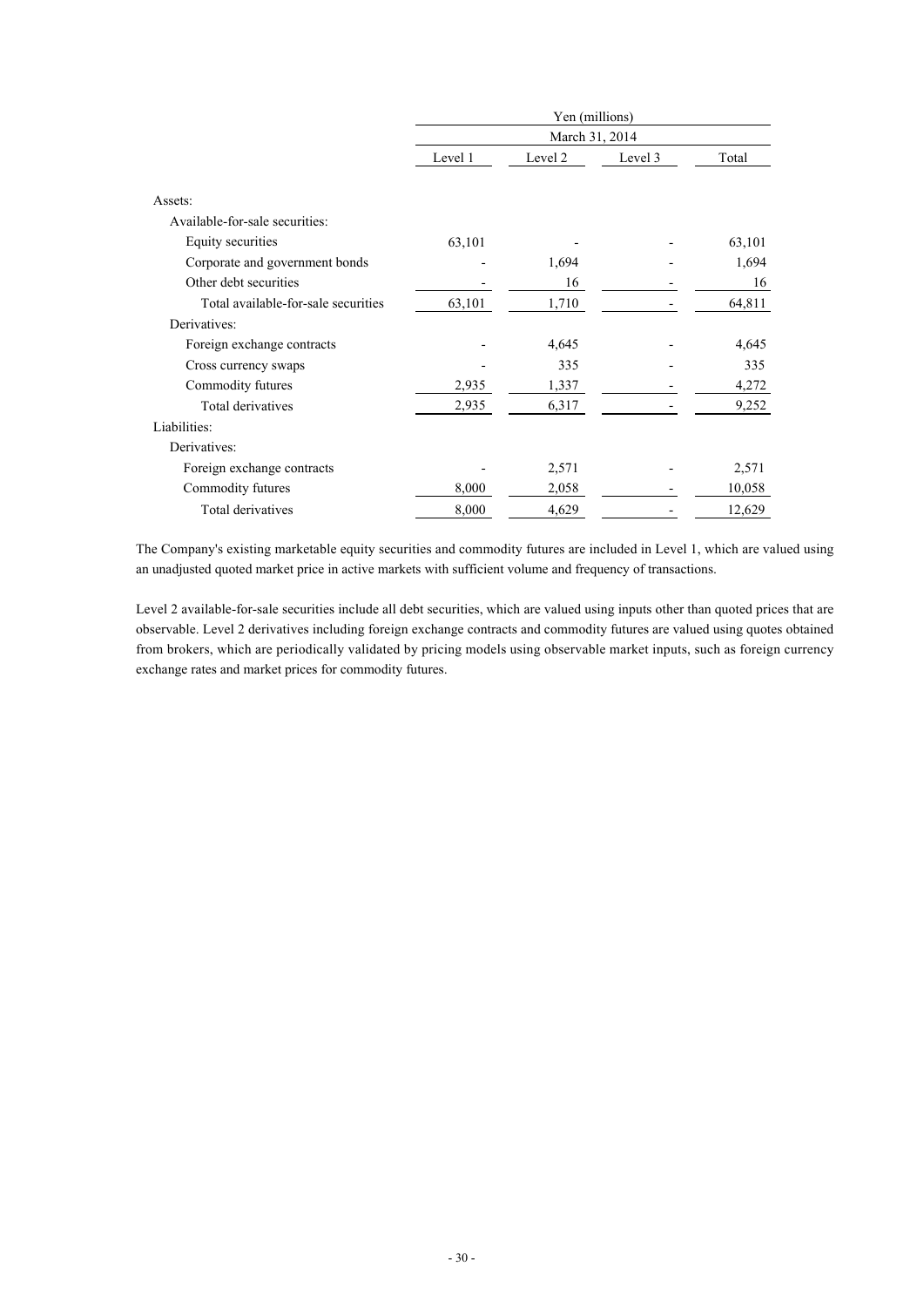| | Yen (millions) | | | |
|---|---|---|---|---|
| | March 31, 2014 | | | |
| | Level 1 | Level 2 | Level 3 | Total |
| Assets: | | | | |
| Available-for-sale securities: | | | | |
| Equity securities | 63,101 | - | - | 63,101 |
| Corporate and government bonds | - | 1,694 | - | 1,694 |
| Other debt securities | - | 16 | - | 16 |
| Total available-for-sale securities | 63,101 | 1,710 | - | 64,811 |
| Derivatives: | | | | |
| Foreign exchange contracts | - | 4,645 | - | 4,645 |
| Cross currency swaps | - | 335 | - | 335 |
| Commodity futures | 2,935 | 1,337 | - | 4,272 |
| Total derivatives | 2,935 | 6,317 | - | 9,252 |
| Liabilities: | | | | |
| Derivatives: | | | | |
| Foreign exchange contracts | - | 2,571 | - | 2,571 |
| Commodity futures | 8,000 | 2,058 | - | 10,058 |
| Total derivatives | 8,000 | 4,629 | - | 12,629 |

The Company's existing marketable equity securities and commodity futures are included in Level 1, which are valued using an unadjusted quoted market price in active markets with sufficient volume and frequency of transactions.

Level 2 available-for-sale securities include all debt securities, which are valued using inputs other than quoted prices that are observable. Level 2 derivatives including foreign exchange contracts and commodity futures are valued using quotes obtained from brokers, which are periodically validated by pricing models using observable market inputs, such as foreign currency exchange rates and market prices for commodity futures.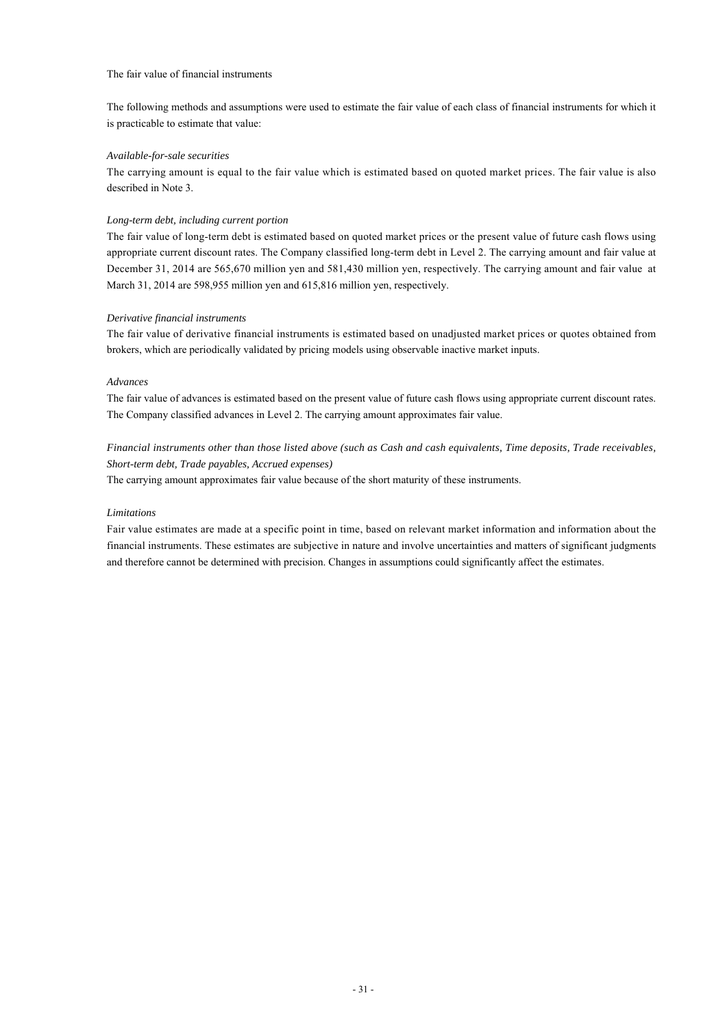The fair value of financial instruments

The following methods and assumptions were used to estimate the fair value of each class of financial instruments for which it is practicable to estimate that value:

*Available-for-sale securities*

The carrying amount is equal to the fair value which is estimated based on quoted market prices. The fair value is also described in Note 3.

*Long-term debt, including current portion*

The fair value of long-term debt is estimated based on quoted market prices or the present value of future cash flows using appropriate current discount rates. The Company classified long-term debt in Level 2. The carrying amount and fair value at December 31, 2014 are 565,670 million yen and 581,430 million yen, respectively. The carrying amount and fair value at March 31, 2014 are 598,955 million yen and 615,816 million yen, respectively.

*Derivative financial instruments*

The fair value of derivative financial instruments is estimated based on unadjusted market prices or quotes obtained from brokers, which are periodically validated by pricing models using observable inactive market inputs.

*Advances*

The fair value of advances is estimated based on the present value of future cash flows using appropriate current discount rates. The Company classified advances in Level 2. The carrying amount approximates fair value.

*Financial instruments other than those listed above (such as Cash and cash equivalents, Time deposits, Trade receivables, Short-term debt, Trade payables, Accrued expenses)*

The carrying amount approximates fair value because of the short maturity of these instruments.

*Limitations*

Fair value estimates are made at a specific point in time, based on relevant market information and information about the financial instruments. These estimates are subjective in nature and involve uncertainties and matters of significant judgments and therefore cannot be determined with precision. Changes in assumptions could significantly affect the estimates.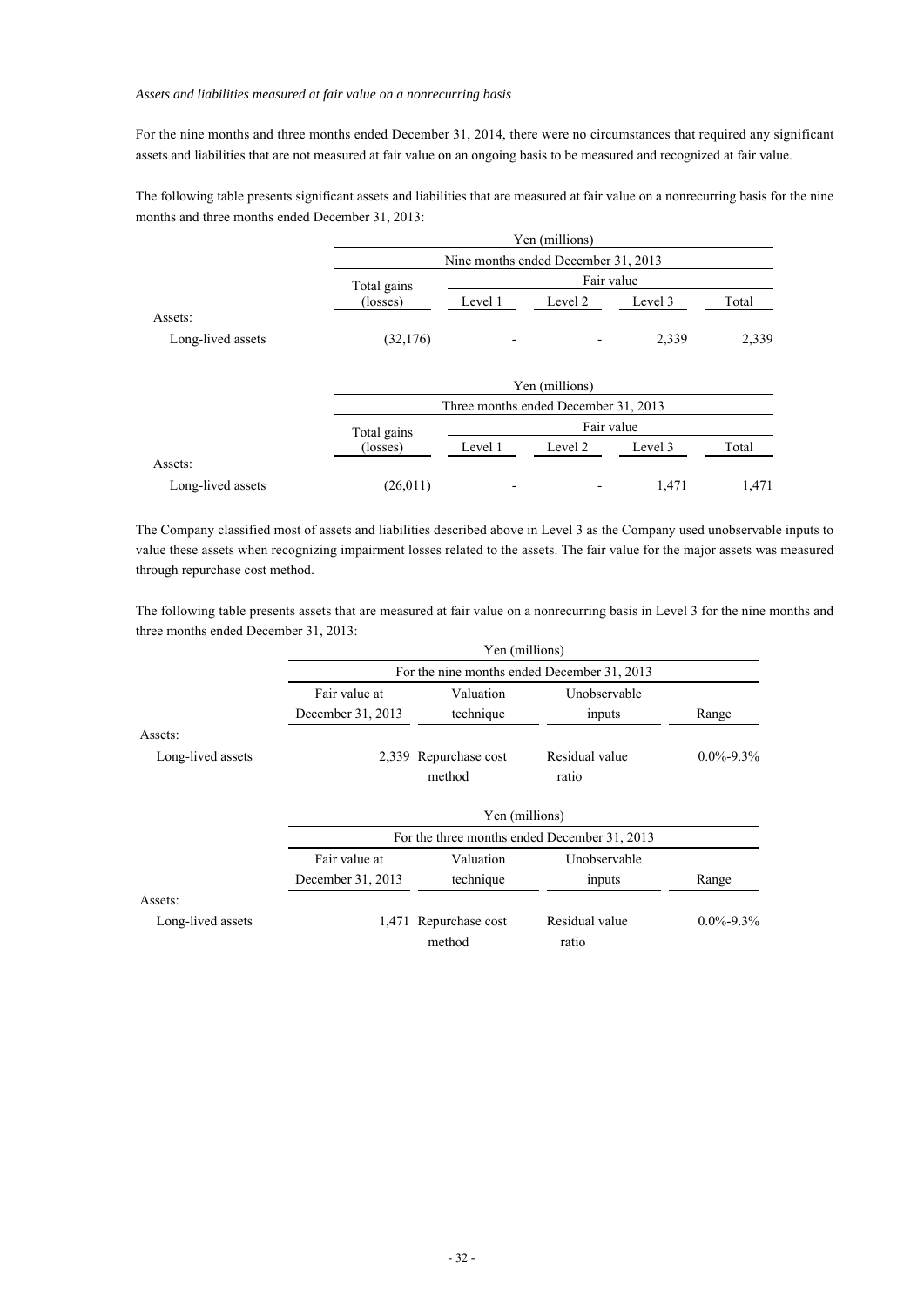*Assets and liabilities measured at fair value on a nonrecurring basis*

For the nine months and three months ended December 31, 2014, there were no circumstances that required any significant assets and liabilities that are not measured at fair value on an ongoing basis to be measured and recognized at fair value.

The following table presents significant assets and liabilities that are measured at fair value on a nonrecurring basis for the nine months and three months ended December 31, 2013:

| | Yen (millions) | | | | |
|---|---|---|---|---|---|
| | Nine months ended December 31, 2013 | | | | |
| | Total gains (losses) | Fair value | | | |
| | | Level 1 | Level 2 | Level 3 | Total |
| Assets: | | | | | |
| Long-lived assets | (32,176) | - | - | 2,339 | 2,339 |

| | Yen (millions) | | | | |
|---|---|---|---|---|---|
| | Three months ended December 31, 2013 | | | | |
| | Total gains (losses) | Fair value | | | |
| | | Level 1 | Level 2 | Level 3 | Total |
| Assets: | | | | | |
| Long-lived assets | (26,011) | - | - | 1,471 | 1,471 |

The Company classified most of assets and liabilities described above in Level 3 as the Company used unobservable inputs to value these assets when recognizing impairment losses related to the assets. The fair value for the major assets was measured through repurchase cost method.

The following table presents assets that are measured at fair value on a nonrecurring basis in Level 3 for the nine months and three months ended December 31, 2013:

| | Yen (millions) | | | |
|---|---|---|---|---|
| | For the nine months ended December 31, 2013 | | | |
| | Fair value at December 31, 2013 | Valuation technique | Unobservable inputs | Range |
| Assets: | | | | |
| Long-lived assets | 2,339 | Repurchase cost method | Residual value ratio | 0.0%-9.3% |

| | Yen (millions) | | | |
|---|---|---|---|---|
| | For the three months ended December 31, 2013 | | | |
| | Fair value at December 31, 2013 | Valuation technique | Unobservable inputs | Range |
| Assets: | | | | |
| Long-lived assets | 1,471 | Repurchase cost method | Residual value ratio | 0.0%-9.3% |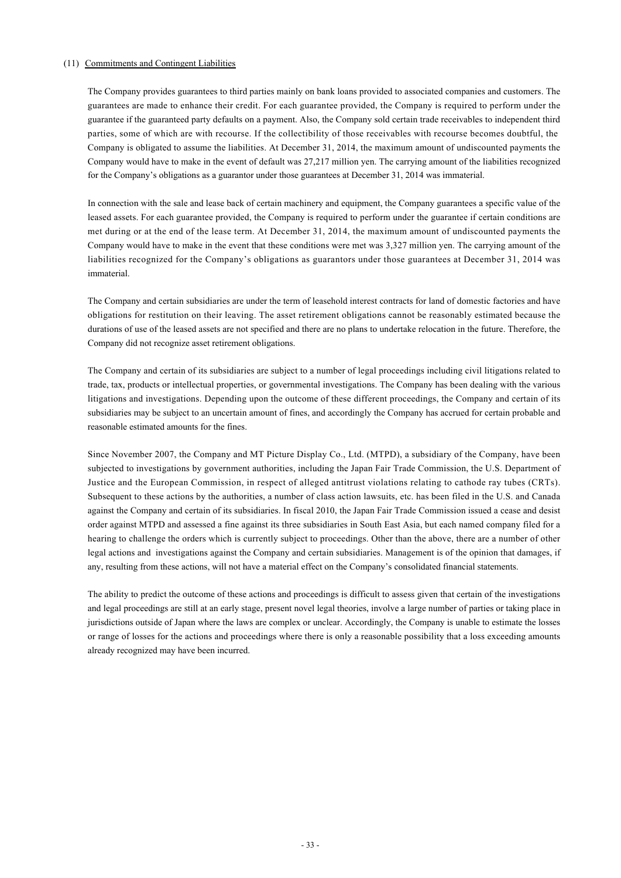## (11) Commitments and Contingent Liabilities

The Company provides guarantees to third parties mainly on bank loans provided to associated companies and customers. The guarantees are made to enhance their credit. For each guarantee provided, the Company is required to perform under the guarantee if the guaranteed party defaults on a payment. Also, the Company sold certain trade receivables to independent third parties, some of which are with recourse. If the collectibility of those receivables with recourse becomes doubtful, the Company is obligated to assume the liabilities. At December 31, 2014, the maximum amount of undiscounted payments the Company would have to make in the event of default was 27,217 million yen. The carrying amount of the liabilities recognized for the Company's obligations as a guarantor under those guarantees at December 31, 2014 was immaterial.

In connection with the sale and lease back of certain machinery and equipment, the Company guarantees a specific value of the leased assets. For each guarantee provided, the Company is required to perform under the guarantee if certain conditions are met during or at the end of the lease term. At December 31, 2014, the maximum amount of undiscounted payments the Company would have to make in the event that these conditions were met was 3,327 million yen. The carrying amount of the liabilities recognized for the Company's obligations as guarantors under those guarantees at December 31, 2014 was immaterial.

The Company and certain subsidiaries are under the term of leasehold interest contracts for land of domestic factories and have obligations for restitution on their leaving. The asset retirement obligations cannot be reasonably estimated because the durations of use of the leased assets are not specified and there are no plans to undertake relocation in the future. Therefore, the Company did not recognize asset retirement obligations.

The Company and certain of its subsidiaries are subject to a number of legal proceedings including civil litigations related to trade, tax, products or intellectual properties, or governmental investigations. The Company has been dealing with the various litigations and investigations. Depending upon the outcome of these different proceedings, the Company and certain of its subsidiaries may be subject to an uncertain amount of fines, and accordingly the Company has accrued for certain probable and reasonable estimated amounts for the fines.

Since November 2007, the Company and MT Picture Display Co., Ltd. (MTPD), a subsidiary of the Company, have been subjected to investigations by government authorities, including the Japan Fair Trade Commission, the U.S. Department of Justice and the European Commission, in respect of alleged antitrust violations relating to cathode ray tubes (CRTs). Subsequent to these actions by the authorities, a number of class action lawsuits, etc. has been filed in the U.S. and Canada against the Company and certain of its subsidiaries. In fiscal 2010, the Japan Fair Trade Commission issued a cease and desist order against MTPD and assessed a fine against its three subsidiaries in South East Asia, but each named company filed for a hearing to challenge the orders which is currently subject to proceedings. Other than the above, there are a number of other legal actions and investigations against the Company and certain subsidiaries. Management is of the opinion that damages, if any, resulting from these actions, will not have a material effect on the Company's consolidated financial statements.

The ability to predict the outcome of these actions and proceedings is difficult to assess given that certain of the investigations and legal proceedings are still at an early stage, present novel legal theories, involve a large number of parties or taking place in jurisdictions outside of Japan where the laws are complex or unclear. Accordingly, the Company is unable to estimate the losses or range of losses for the actions and proceedings where there is only a reasonable possibility that a loss exceeding amounts already recognized may have been incurred.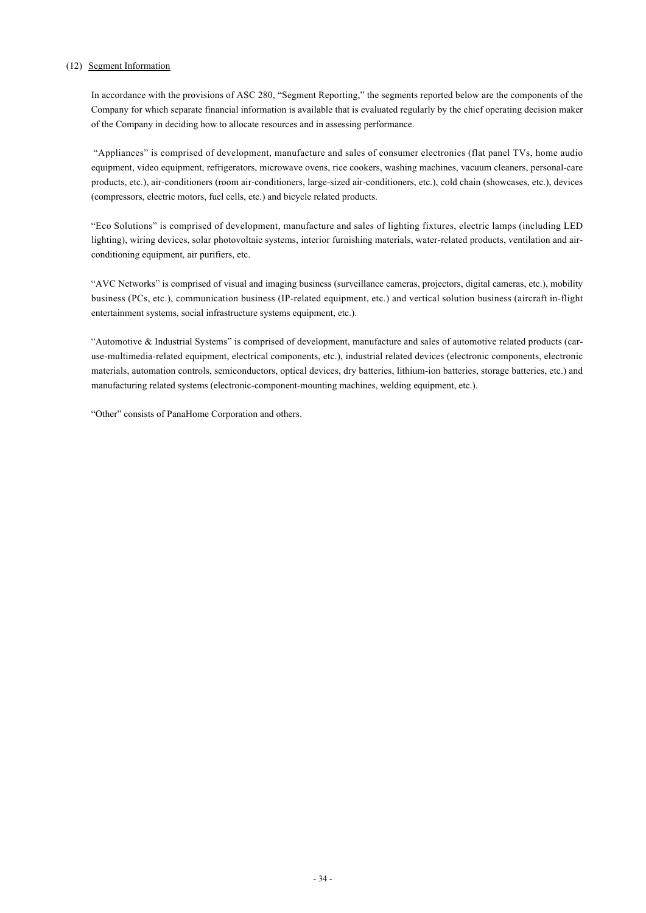(12) Segment Information

In accordance with the provisions of ASC 280, "Segment Reporting," the segments reported below are the components of the Company for which separate financial information is available that is evaluated regularly by the chief operating decision maker of the Company in deciding how to allocate resources and in assessing performance.

"Appliances" is comprised of development, manufacture and sales of consumer electronics (flat panel TVs, home audio equipment, video equipment, refrigerators, microwave ovens, rice cookers, washing machines, vacuum cleaners, personal-care products, etc.), air-conditioners (room air-conditioners, large-sized air-conditioners, etc.), cold chain (showcases, etc.), devices (compressors, electric motors, fuel cells, etc.) and bicycle related products.

"Eco Solutions" is comprised of development, manufacture and sales of lighting fixtures, electric lamps (including LED lighting), wiring devices, solar photovoltaic systems, interior furnishing materials, water-related products, ventilation and air-conditioning equipment, air purifiers, etc.

"AVC Networks" is comprised of visual and imaging business (surveillance cameras, projectors, digital cameras, etc.), mobility business (PCs, etc.), communication business (IP-related equipment, etc.) and vertical solution business (aircraft in-flight entertainment systems, social infrastructure systems equipment, etc.).

"Automotive & Industrial Systems" is comprised of development, manufacture and sales of automotive related products (car-use-multimedia-related equipment, electrical components, etc.), industrial related devices (electronic components, electronic materials, automation controls, semiconductors, optical devices, dry batteries, lithium-ion batteries, storage batteries, etc.) and manufacturing related systems (electronic-component-mounting machines, welding equipment, etc.).

"Other" consists of PanaHome Corporation and others.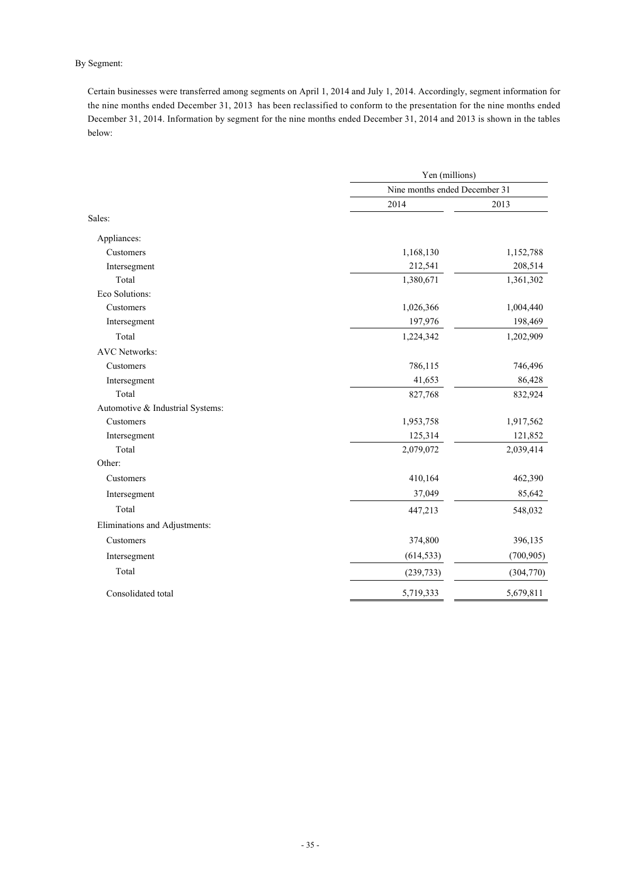By Segment:

Certain businesses were transferred among segments on April 1, 2014 and July 1, 2014. Accordingly, segment information for the nine months ended December 31, 2013 has been reclassified to conform to the presentation for the nine months ended December 31, 2014. Information by segment for the nine months ended December 31, 2014 and 2013 is shown in the tables below:

| | Yen (millions) | |
|---|---|---|
| | Nine months ended December 31 | |
| | 2014 | 2013 |
| Sales: | | |
| Appliances: | | |
| Customers | 1,168,130 | 1,152,788 |
| Intersegment | 212,541 | 208,514 |
| Total | 1,380,671 | 1,361,302 |
| Eco Solutions: | | |
| Customers | 1,026,366 | 1,004,440 |
| Intersegment | 197,976 | 198,469 |
| Total | 1,224,342 | 1,202,909 |
| AVC Networks: | | |
| Customers | 786,115 | 746,496 |
| Intersegment | 41,653 | 86,428 |
| Total | 827,768 | 832,924 |
| Automotive & Industrial Systems: | | |
| Customers | 1,953,758 | 1,917,562 |
| Intersegment | 125,314 | 121,852 |
| Total | 2,079,072 | 2,039,414 |
| Other: | | |
| Customers | 410,164 | 462,390 |
| Intersegment | 37,049 | 85,642 |
| Total | 447,213 | 548,032 |
| Eliminations and Adjustments: | | |
| Customers | 374,800 | 396,135 |
| Intersegment | (614,533) | (700,905) |
| Total | (239,733) | (304,770) |
| Consolidated total | 5,719,333 | 5,679,811 |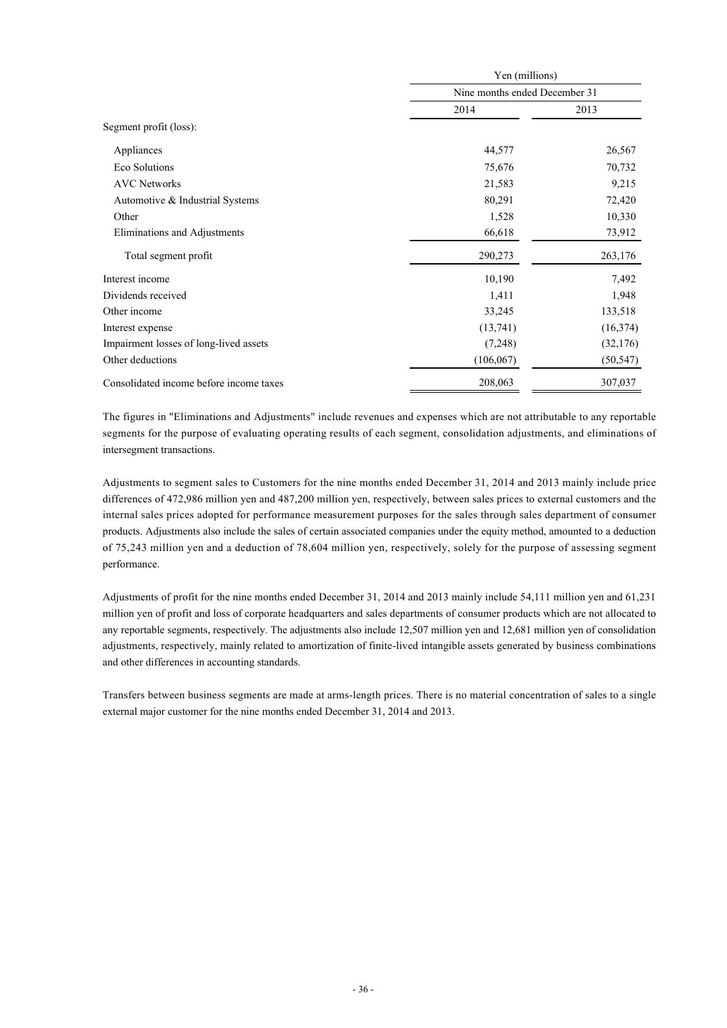| | Yen (millions) | |
|---|---|---|
| | Nine months ended December 31 | |
| | 2014 | 2013 |
| Segment profit (loss): | | |
| Appliances | 44,577 | 26,567 |
| Eco Solutions | 75,676 | 70,732 |
| AVC Networks | 21,583 | 9,215 |
| Automotive & Industrial Systems | 80,291 | 72,420 |
| Other | 1,528 | 10,330 |
| Eliminations and Adjustments | 66,618 | 73,912 |
| Total segment profit | 290,273 | 263,176 |
| Interest income | 10,190 | 7,492 |
| Dividends received | 1,411 | 1,948 |
| Other income | 33,245 | 133,518 |
| Interest expense | (13,741) | (16,374) |
| Impairment losses of long-lived assets | (7,248) | (32,176) |
| Other deductions | (106,067) | (50,547) |
| Consolidated income before income taxes | 208,063 | 307,037 |

The figures in "Eliminations and Adjustments" include revenues and expenses which are not attributable to any reportable segments for the purpose of evaluating operating results of each segment, consolidation adjustments, and eliminations of intersegment transactions.

Adjustments to segment sales to Customers for the nine months ended December 31, 2014 and 2013 mainly include price differences of 472,986 million yen and 487,200 million yen, respectively, between sales prices to external customers and the internal sales prices adopted for performance measurement purposes for the sales through sales department of consumer products. Adjustments also include the sales of certain associated companies under the equity method, amounted to a deduction of 75,243 million yen and a deduction of 78,604 million yen, respectively, solely for the purpose of assessing segment performance.

Adjustments of profit for the nine months ended December 31, 2014 and 2013 mainly include 54,111 million yen and 61,231 million yen of profit and loss of corporate headquarters and sales departments of consumer products which are not allocated to any reportable segments, respectively. The adjustments also include 12,507 million yen and 12,681 million yen of consolidation adjustments, respectively, mainly related to amortization of finite-lived intangible assets generated by business combinations and other differences in accounting standards.

Transfers between business segments are made at arms-length prices. There is no material concentration of sales to a single external major customer for the nine months ended December 31, 2014 and 2013.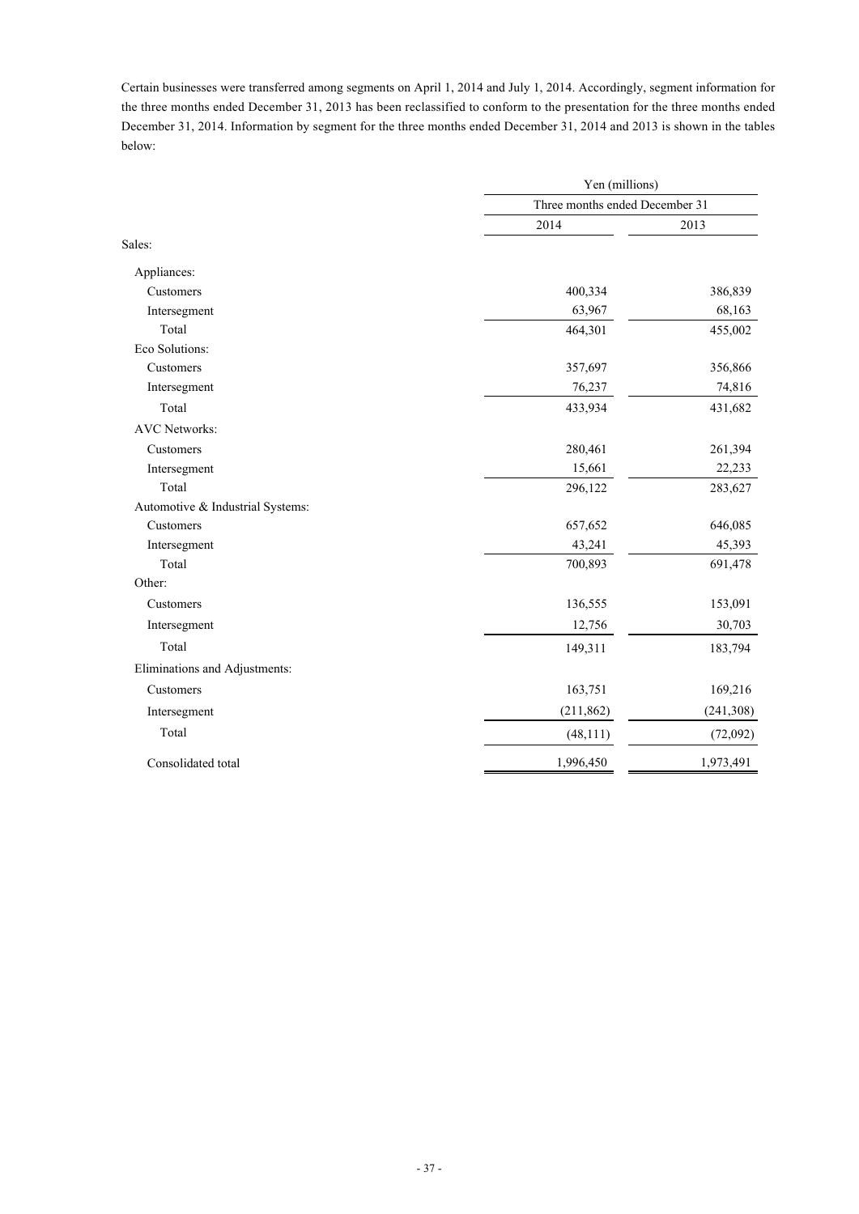Certain businesses were transferred among segments on April 1, 2014 and July 1, 2014. Accordingly, segment information for the three months ended December 31, 2013 has been reclassified to conform to the presentation for the three months ended December 31, 2014. Information by segment for the three months ended December 31, 2014 and 2013 is shown in the tables below:

| | Yen (millions) | |
|---|---|---|
| | Three months ended December 31 | |
| | 2014 | 2013 |
| Sales: | | |
| Appliances: | | |
| Customers | 400,334 | 386,839 |
| Intersegment | 63,967 | 68,163 |
| Total | 464,301 | 455,002 |
| Eco Solutions: | | |
| Customers | 357,697 | 356,866 |
| Intersegment | 76,237 | 74,816 |
| Total | 433,934 | 431,682 |
| AVC Networks: | | |
| Customers | 280,461 | 261,394 |
| Intersegment | 15,661 | 22,233 |
| Total | 296,122 | 283,627 |
| Automotive & Industrial Systems: | | |
| Customers | 657,652 | 646,085 |
| Intersegment | 43,241 | 45,393 |
| Total | 700,893 | 691,478 |
| Other: | | |
| Customers | 136,555 | 153,091 |
| Intersegment | 12,756 | 30,703 |
| Total | 149,311 | 183,794 |
| Eliminations and Adjustments: | | |
| Customers | 163,751 | 169,216 |
| Intersegment | (211,862) | (241,308) |
| Total | (48,111) | (72,092) |
| Consolidated total | 1,996,450 | 1,973,491 |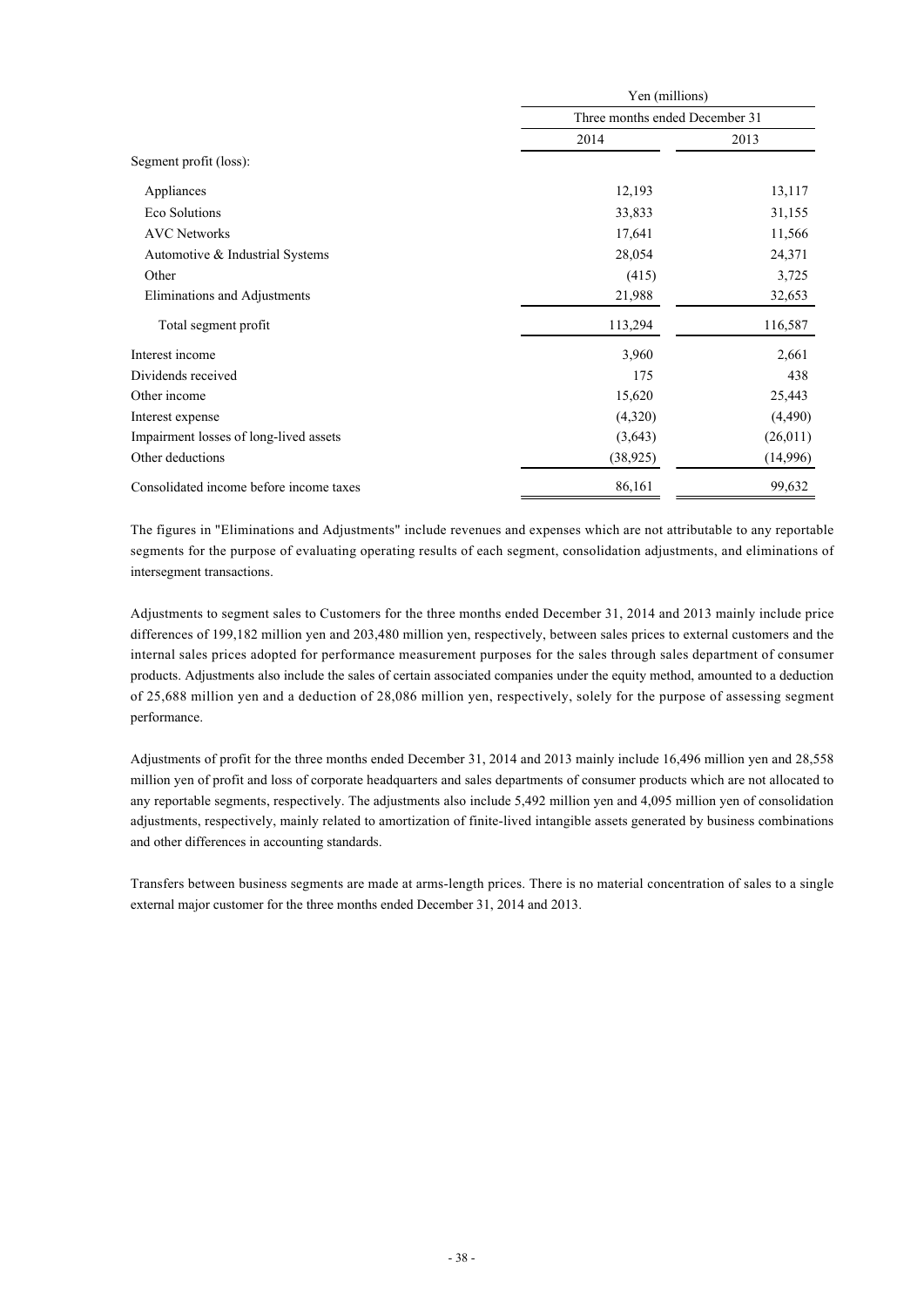| | Yen (millions) | |
|---|---|---|
| | Three months ended December 31 | |
| | 2014 | 2013 |
| Segment profit (loss): | | |
| Appliances | 12,193 | 13,117 |
| Eco Solutions | 33,833 | 31,155 |
| AVC Networks | 17,641 | 11,566 |
| Automotive & Industrial Systems | 28,054 | 24,371 |
| Other | (415) | 3,725 |
| Eliminations and Adjustments | 21,988 | 32,653 |
| Total segment profit | 113,294 | 116,587 |
| Interest income | 3,960 | 2,661 |
| Dividends received | 175 | 438 |
| Other income | 15,620 | 25,443 |
| Interest expense | (4,320) | (4,490) |
| Impairment losses of long-lived assets | (3,643) | (26,011) |
| Other deductions | (38,925) | (14,996) |
| Consolidated income before income taxes | 86,161 | 99,632 |

The figures in "Eliminations and Adjustments" include revenues and expenses which are not attributable to any reportable segments for the purpose of evaluating operating results of each segment, consolidation adjustments, and eliminations of intersegment transactions.

Adjustments to segment sales to Customers for the three months ended December 31, 2014 and 2013 mainly include price differences of 199,182 million yen and 203,480 million yen, respectively, between sales prices to external customers and the internal sales prices adopted for performance measurement purposes for the sales through sales department of consumer products. Adjustments also include the sales of certain associated companies under the equity method, amounted to a deduction of 25,688 million yen and a deduction of 28,086 million yen, respectively, solely for the purpose of assessing segment performance.

Adjustments of profit for the three months ended December 31, 2014 and 2013 mainly include 16,496 million yen and 28,558 million yen of profit and loss of corporate headquarters and sales departments of consumer products which are not allocated to any reportable segments, respectively. The adjustments also include 5,492 million yen and 4,095 million yen of consolidation adjustments, respectively, mainly related to amortization of finite-lived intangible assets generated by business combinations and other differences in accounting standards.

Transfers between business segments are made at arms-length prices. There is no material concentration of sales to a single external major customer for the three months ended December 31, 2014 and 2013.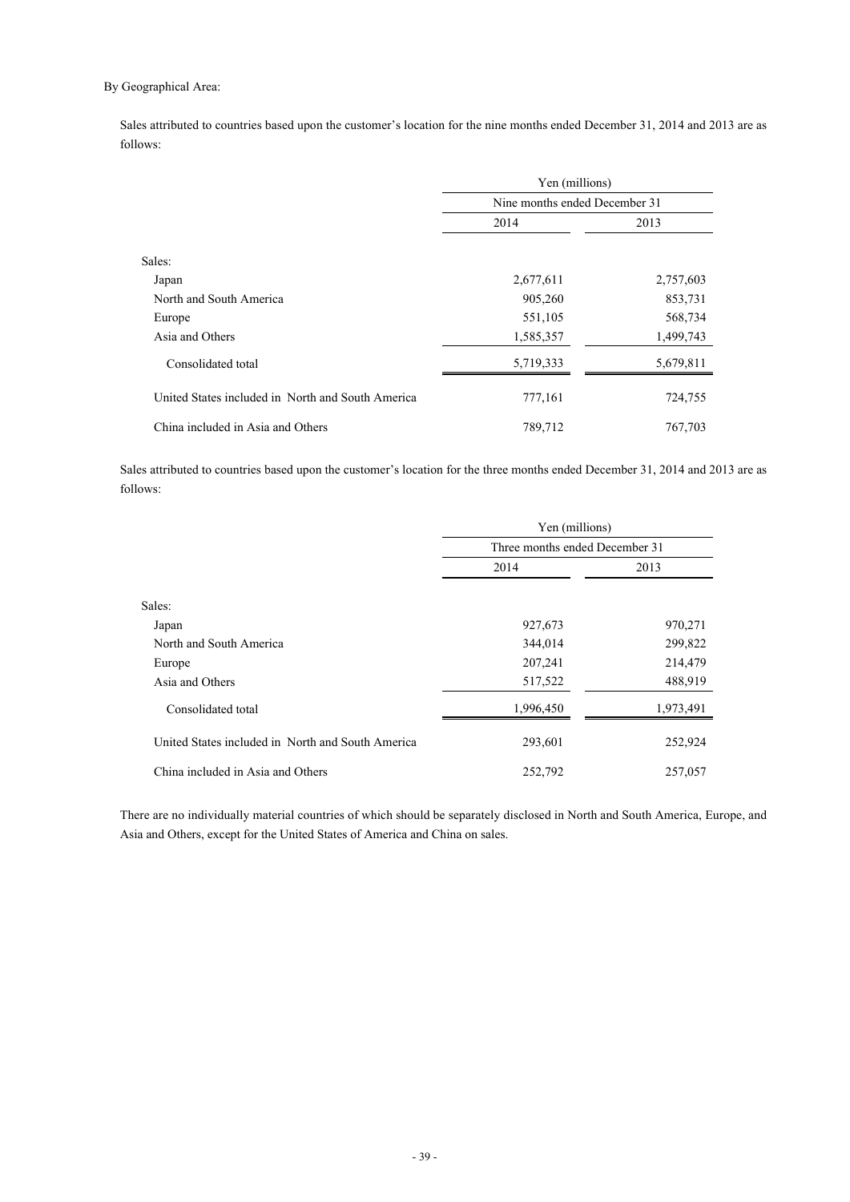By Geographical Area:

Sales attributed to countries based upon the customer's location for the nine months ended December 31, 2014 and 2013 are as follows:

| | Yen (millions) | |
|---|---|---|
| | Nine months ended December 31 | |
| | 2014 | 2013 |
| Sales: | | |
| Japan | 2,677,611 | 2,757,603 |
| North and South America | 905,260 | 853,731 |
| Europe | 551,105 | 568,734 |
| Asia and Others | 1,585,357 | 1,499,743 |
| Consolidated total | 5,719,333 | 5,679,811 |
| United States included in North and South America | 777,161 | 724,755 |
| China included in Asia and Others | 789,712 | 767,703 |

Sales attributed to countries based upon the customer's location for the three months ended December 31, 2014 and 2013 are as follows:

| | Yen (millions) | |
|---|---|---|
| | Three months ended December 31 | |
| | 2014 | 2013 |
| Sales: | | |
| Japan | 927,673 | 970,271 |
| North and South America | 344,014 | 299,822 |
| Europe | 207,241 | 214,479 |
| Asia and Others | 517,522 | 488,919 |
| Consolidated total | 1,996,450 | 1,973,491 |
| United States included in North and South America | 293,601 | 252,924 |
| China included in Asia and Others | 252,792 | 257,057 |

There are no individually material countries of which should be separately disclosed in North and South America, Europe, and Asia and Others, except for the United States of America and China on sales.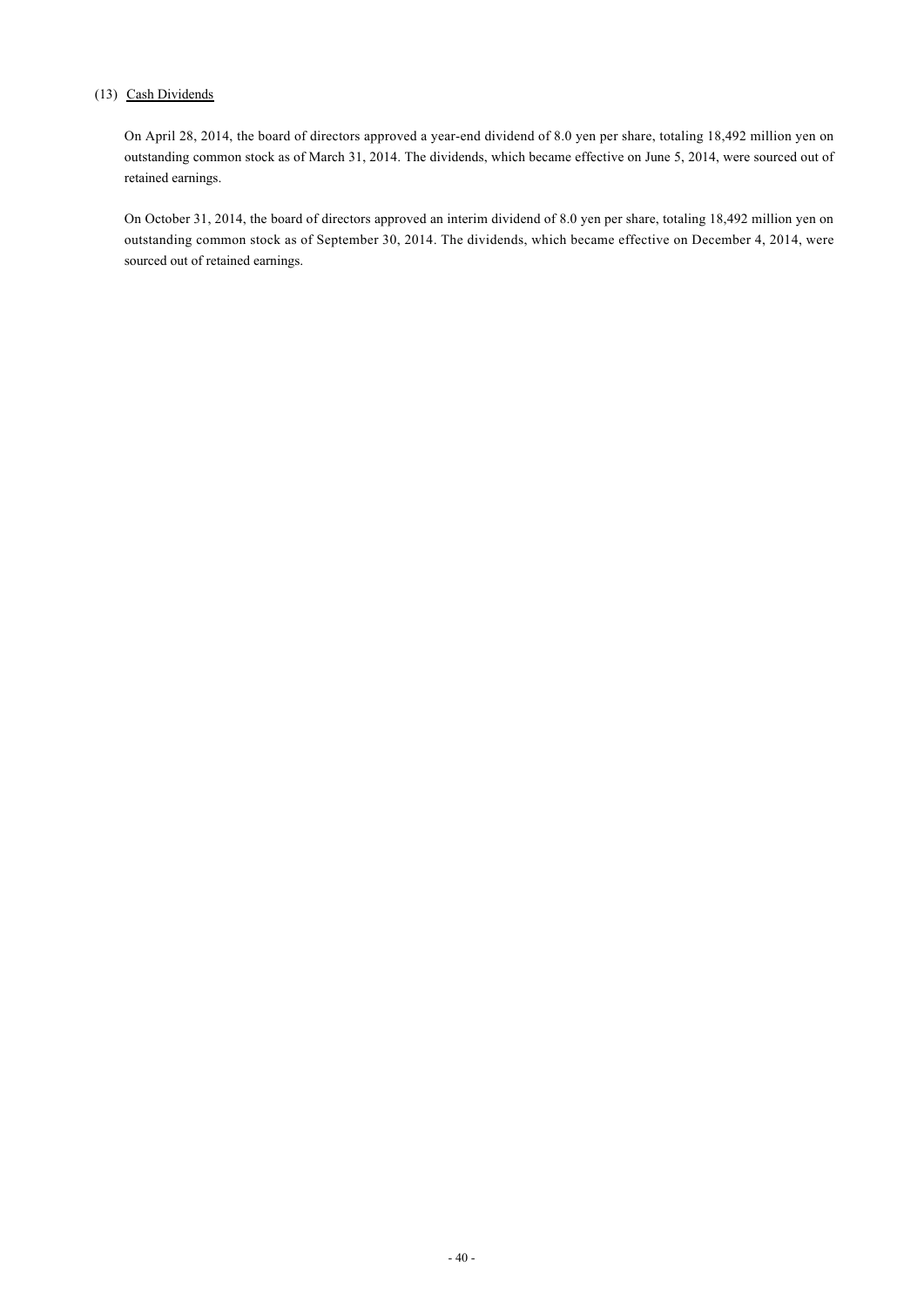### (13) Cash Dividends

On April 28, 2014, the board of directors approved a year-end dividend of 8.0 yen per share, totaling 18,492 million yen on outstanding common stock as of March 31, 2014. The dividends, which became effective on June 5, 2014, were sourced out of retained earnings.

On October 31, 2014, the board of directors approved an interim dividend of 8.0 yen per share, totaling 18,492 million yen on outstanding common stock as of September 30, 2014. The dividends, which became effective on December 4, 2014, were sourced out of retained earnings.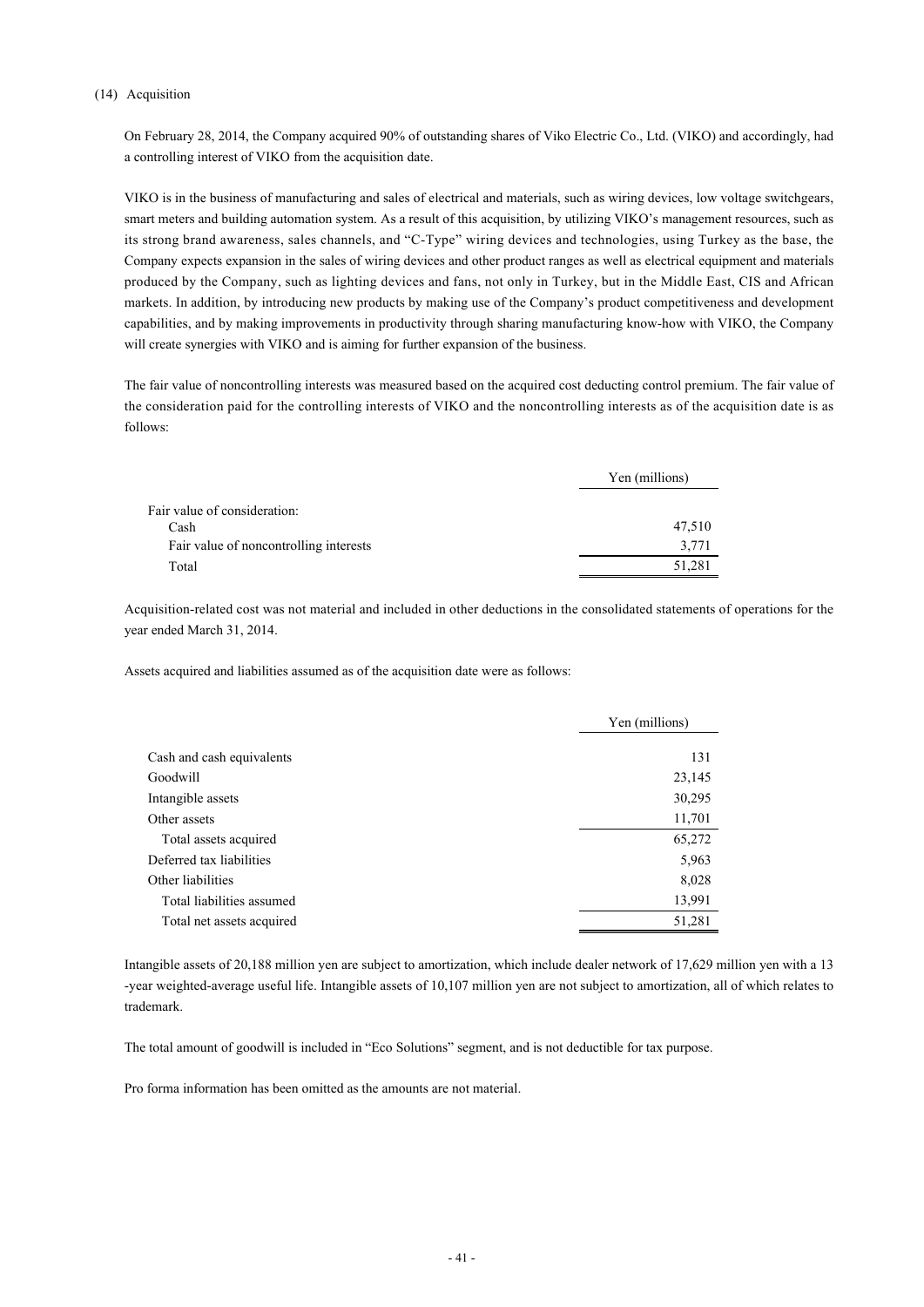(14) Acquisition

On February 28, 2014, the Company acquired 90% of outstanding shares of Viko Electric Co., Ltd. (VIKO) and accordingly, had a controlling interest of VIKO from the acquisition date.

VIKO is in the business of manufacturing and sales of electrical and materials, such as wiring devices, low voltage switchgears, smart meters and building automation system. As a result of this acquisition, by utilizing VIKO's management resources, such as its strong brand awareness, sales channels, and "C-Type" wiring devices and technologies, using Turkey as the base, the Company expects expansion in the sales of wiring devices and other product ranges as well as electrical equipment and materials produced by the Company, such as lighting devices and fans, not only in Turkey, but in the Middle East, CIS and African markets. In addition, by introducing new products by making use of the Company's product competitiveness and development capabilities, and by making improvements in productivity through sharing manufacturing know-how with VIKO, the Company will create synergies with VIKO and is aiming for further expansion of the business.

The fair value of noncontrolling interests was measured based on the acquired cost deducting control premium. The fair value of the consideration paid for the controlling interests of VIKO and the noncontrolling interests as of the acquisition date is as follows:

| | Yen (millions) |
|---|---|
| Fair value of consideration: | |
| Cash | 47,510 |
| Fair value of noncontrolling interests | 3,771 |
| Total | 51,281 |

Acquisition-related cost was not material and included in other deductions in the consolidated statements of operations for the year ended March 31, 2014.

Assets acquired and liabilities assumed as of the acquisition date were as follows:

| | Yen (millions) |
|---|---|
| Cash and cash equivalents | 131 |
| Goodwill | 23,145 |
| Intangible assets | 30,295 |
| Other assets | 11,701 |
| Total assets acquired | 65,272 |
| Deferred tax liabilities | 5,963 |
| Other liabilities | 8,028 |
| Total liabilities assumed | 13,991 |
| Total net assets acquired | 51,281 |

Intangible assets of 20,188 million yen are subject to amortization, which include dealer network of 17,629 million yen with a 13-year weighted-average useful life. Intangible assets of 10,107 million yen are not subject to amortization, all of which relates to trademark.

The total amount of goodwill is included in "Eco Solutions" segment, and is not deductible for tax purpose.

Pro forma information has been omitted as the amounts are not material.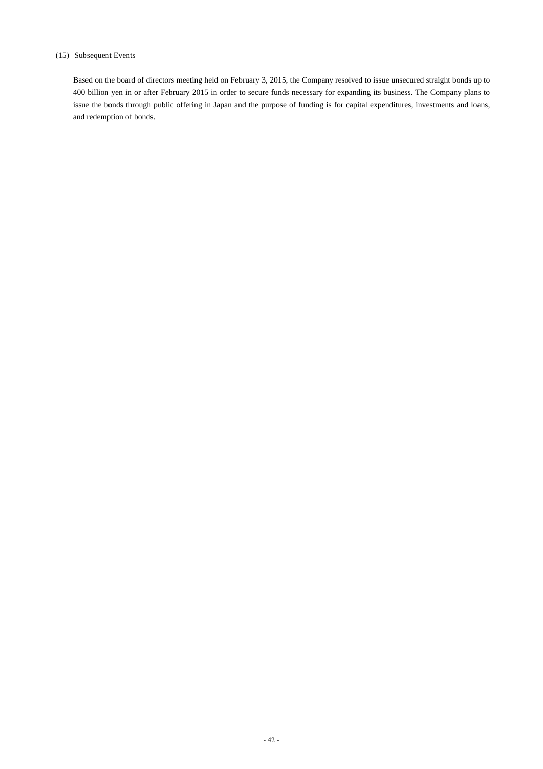(15) Subsequent Events

Based on the board of directors meeting held on February 3, 2015, the Company resolved to issue unsecured straight bonds up to 400 billion yen in or after February 2015 in order to secure funds necessary for expanding its business. The Company plans to issue the bonds through public offering in Japan and the purpose of funding is for capital expenditures, investments and loans, and redemption of bonds.